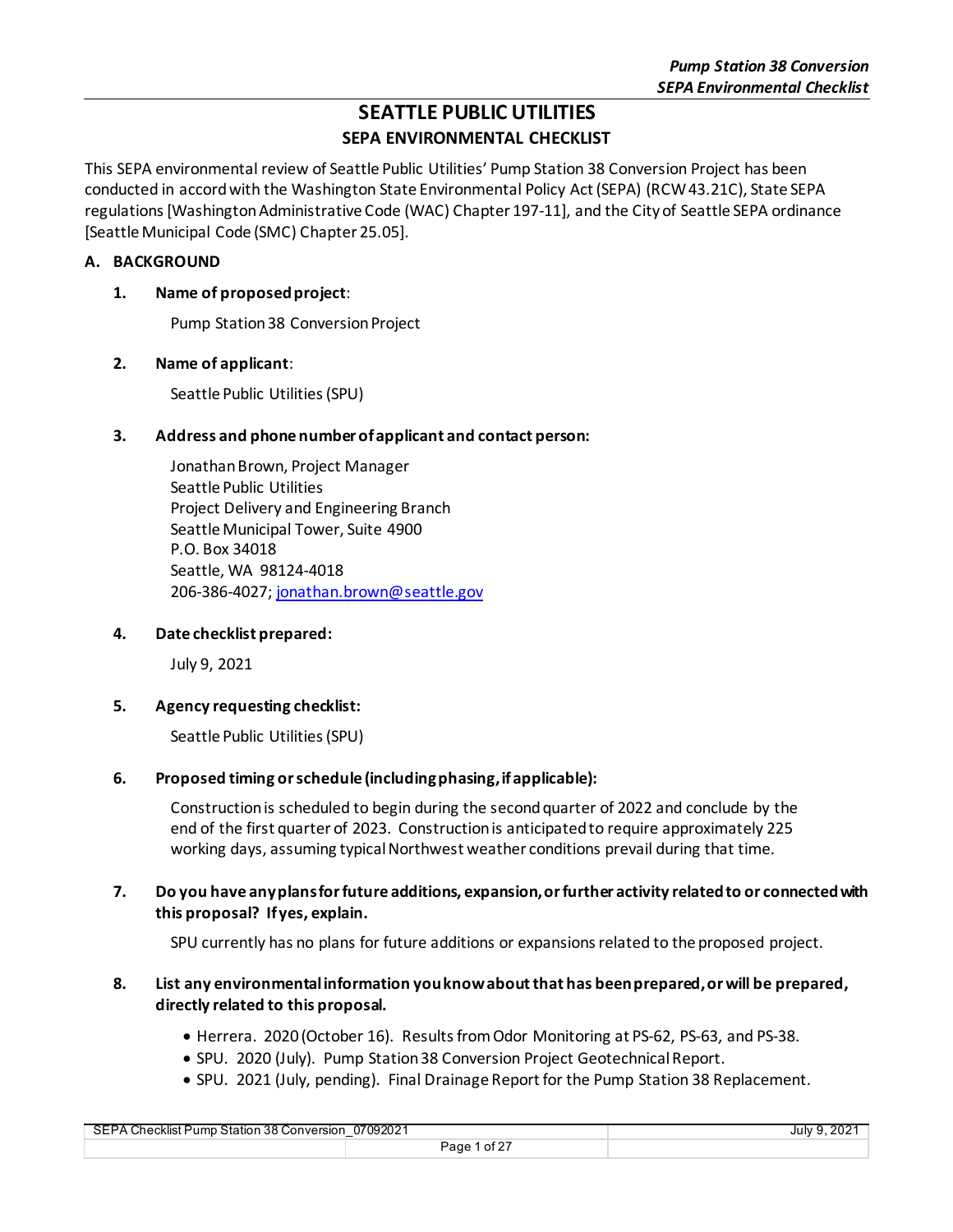# SEATTLE PUBLIC UTILITIES

## SEPA ENVIRONMENTAL CHECKLIST

This SEPA environmental review of Seattle Public Utilities' Pump Station 38 Conversion Project has been conducted in accord with the Washington State Environmental Policy Act (SEPA) (RCW 43.21C), State SEPA regulations [Washington Administrative Code (WAC) Chapter 197-11], and the City of Seattle SEPA ordinance [Seattle Municipal Code (SMC) Chapter 25.05].

### A. BACKGROUND

**1. Name of proposed project:**

Pump Station 38 Conversion Project

**2. Name of applicant:**

Seattle Public Utilities (SPU)

**3. Address and phone number of applicant and contact person:**

Jonathan Brown, Project Manager
Seattle Public Utilities
Project Delivery and Engineering Branch
Seattle Municipal Tower, Suite 4900
P.O. Box 34018
Seattle, WA 98124-4018
206-386-4027; jonathan.brown@seattle.gov

**4. Date checklist prepared:**

July 9, 2021

**5. Agency requesting checklist:**

Seattle Public Utilities (SPU)

**6. Proposed timing or schedule (including phasing, if applicable):**

Construction is scheduled to begin during the second quarter of 2022 and conclude by the end of the first quarter of 2023. Construction is anticipated to require approximately 225 working days, assuming typical Northwest weather conditions prevail during that time.

**7. Do you have any plans for future additions, expansion, or further activity related to or connected with this proposal? If yes, explain.**

SPU currently has no plans for future additions or expansions related to the proposed project.

**8. List any environmental information you know about that has been prepared, or will be prepared, directly related to this proposal.**

- Herrera. 2020 (October 16). Results from Odor Monitoring at PS-62, PS-63, and PS-38.
- SPU. 2020 (July). Pump Station 38 Conversion Project Geotechnical Report.
- SPU. 2021 (July, pending). Final Drainage Report for the Pump Station 38 Replacement.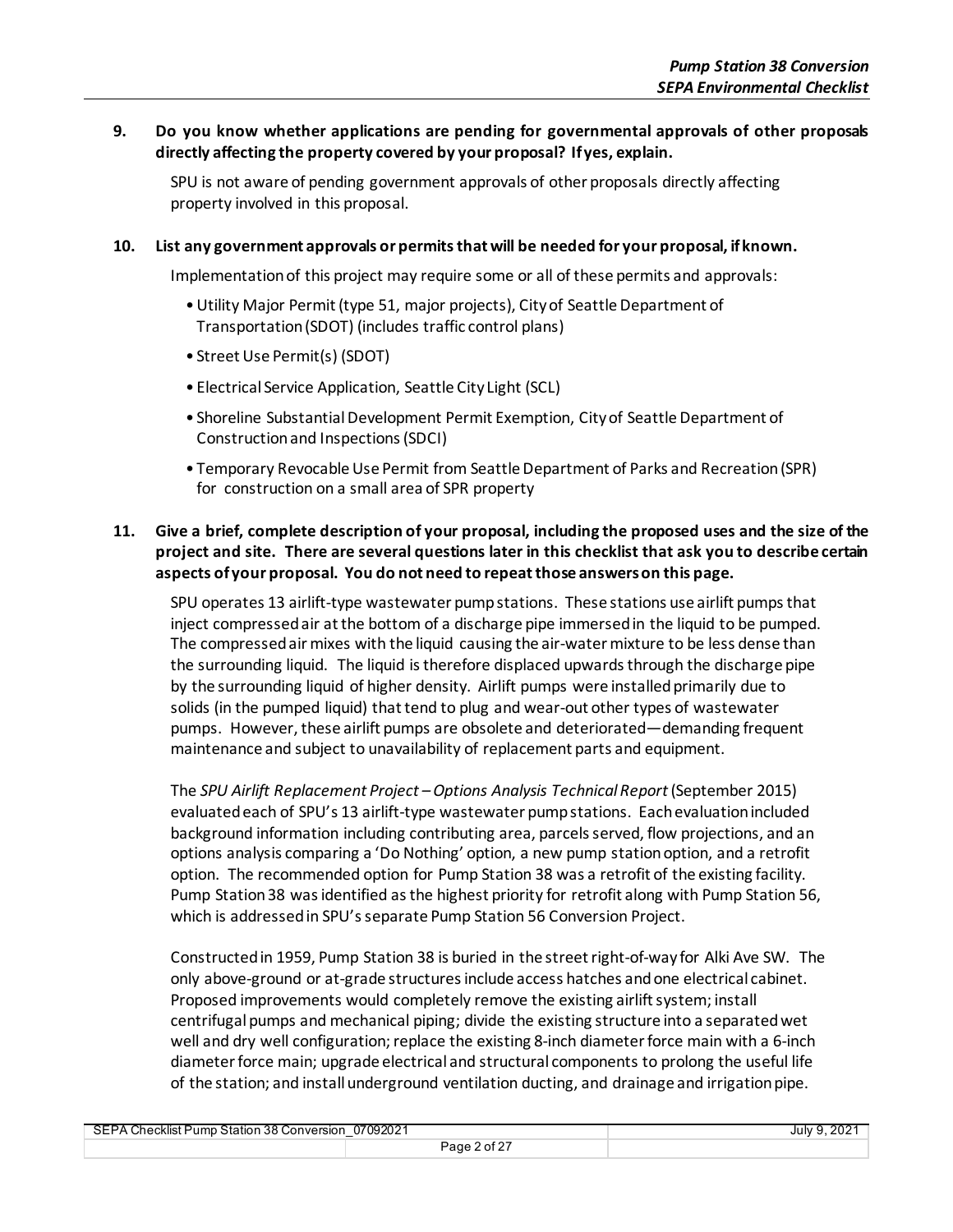**9. Do you know whether applications are pending for governmental approvals of other proposals directly affecting the property covered by your proposal? If yes, explain.**

SPU is not aware of pending government approvals of other proposals directly affecting property involved in this proposal.

**10. List any government approvals or permits that will be needed for your proposal, if known.**

Implementation of this project may require some or all of these permits and approvals:

- Utility Major Permit (type 51, major projects), City of Seattle Department of Transportation (SDOT) (includes traffic control plans)
- Street Use Permit(s) (SDOT)
- Electrical Service Application, Seattle City Light (SCL)
- Shoreline Substantial Development Permit Exemption, City of Seattle Department of Construction and Inspections (SDCI)
- Temporary Revocable Use Permit from Seattle Department of Parks and Recreation (SPR) for construction on a small area of SPR property

**11. Give a brief, complete description of your proposal, including the proposed uses and the size of the project and site. There are several questions later in this checklist that ask you to describe certain aspects of your proposal. You do not need to repeat those answers on this page.**

SPU operates 13 airlift-type wastewater pump stations. These stations use airlift pumps that inject compressed air at the bottom of a discharge pipe immersed in the liquid to be pumped. The compressed air mixes with the liquid causing the air-water mixture to be less dense than the surrounding liquid. The liquid is therefore displaced upwards through the discharge pipe by the surrounding liquid of higher density. Airlift pumps were installed primarily due to solids (in the pumped liquid) that tend to plug and wear-out other types of wastewater pumps. However, these airlift pumps are obsolete and deteriorated—demanding frequent maintenance and subject to unavailability of replacement parts and equipment.

The *SPU Airlift Replacement Project – Options Analysis Technical Report* (September 2015) evaluated each of SPU's 13 airlift-type wastewater pump stations. Each evaluation included background information including contributing area, parcels served, flow projections, and an options analysis comparing a 'Do Nothing' option, a new pump station option, and a retrofit option. The recommended option for Pump Station 38 was a retrofit of the existing facility. Pump Station 38 was identified as the highest priority for retrofit along with Pump Station 56, which is addressed in SPU's separate Pump Station 56 Conversion Project.

Constructed in 1959, Pump Station 38 is buried in the street right-of-way for Alki Ave SW. The only above-ground or at-grade structures include access hatches and one electrical cabinet. Proposed improvements would completely remove the existing airlift system; install centrifugal pumps and mechanical piping; divide the existing structure into a separated wet well and dry well configuration; replace the existing 8-inch diameter force main with a 6-inch diameter force main; upgrade electrical and structural components to prolong the useful life of the station; and install underground ventilation ducting, and drainage and irrigation pipe.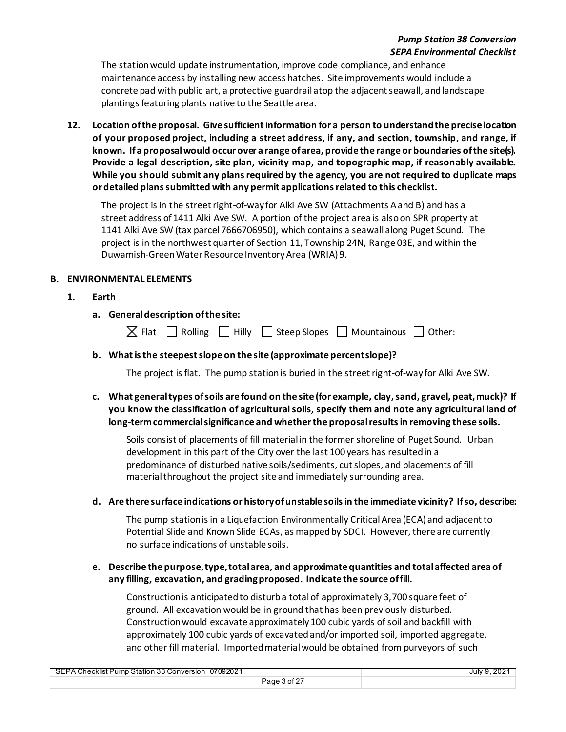The station would update instrumentation, improve code compliance, and enhance maintenance access by installing new access hatches. Site improvements would include a concrete pad with public art, a protective guardrail atop the adjacent seawall, and landscape plantings featuring plants native to the Seattle area.

**12. Location of the proposal. Give sufficient information for a person to understand the precise location of your proposed project, including a street address, if any, and section, township, and range, if known. If a proposal would occur over a range of area, provide the range or boundaries of the site(s). Provide a legal description, site plan, vicinity map, and topographic map, if reasonably available. While you should submit any plans required by the agency, you are not required to duplicate maps or detailed plans submitted with any permit applications related to this checklist.**

The project is in the street right-of-way for Alki Ave SW (Attachments A and B) and has a street address of 1411 Alki Ave SW. A portion of the project area is also on SPR property at 1141 Alki Ave SW (tax parcel 7666706950), which contains a seawall along Puget Sound. The project is in the northwest quarter of Section 11, Township 24N, Range 03E, and within the Duwamish-Green Water Resource Inventory Area (WRIA) 9.

## B. ENVIRONMENTAL ELEMENTS

### 1. Earth

**a. General description of the site:**

☒ Flat ☐ Rolling ☐ Hilly ☐ Steep Slopes ☐ Mountainous ☐ Other:

**b. What is the steepest slope on the site (approximate percent slope)?**

The project is flat. The pump station is buried in the street right-of-way for Alki Ave SW.

**c. What general types of soils are found on the site (for example, clay, sand, gravel, peat, muck)? If you know the classification of agricultural soils, specify them and note any agricultural land of long-term commercial significance and whether the proposal results in removing these soils.**

Soils consist of placements of fill material in the former shoreline of Puget Sound. Urban development in this part of the City over the last 100 years has resulted in a predominance of disturbed native soils/sediments, cut slopes, and placements of fill material throughout the project site and immediately surrounding area.

**d. Are there surface indications or history of unstable soils in the immediate vicinity? If so, describe:**

The pump station is in a Liquefaction Environmentally Critical Area (ECA) and adjacent to Potential Slide and Known Slide ECAs, as mapped by SDCI. However, there are currently no surface indications of unstable soils.

**e. Describe the purpose, type, total area, and approximate quantities and total affected area of any filling, excavation, and grading proposed. Indicate the source of fill.**

Construction is anticipated to disturb a total of approximately 3,700 square feet of ground. All excavation would be in ground that has been previously disturbed. Construction would excavate approximately 100 cubic yards of soil and backfill with approximately 100 cubic yards of excavated and/or imported soil, imported aggregate, and other fill material. Imported material would be obtained from purveyors of such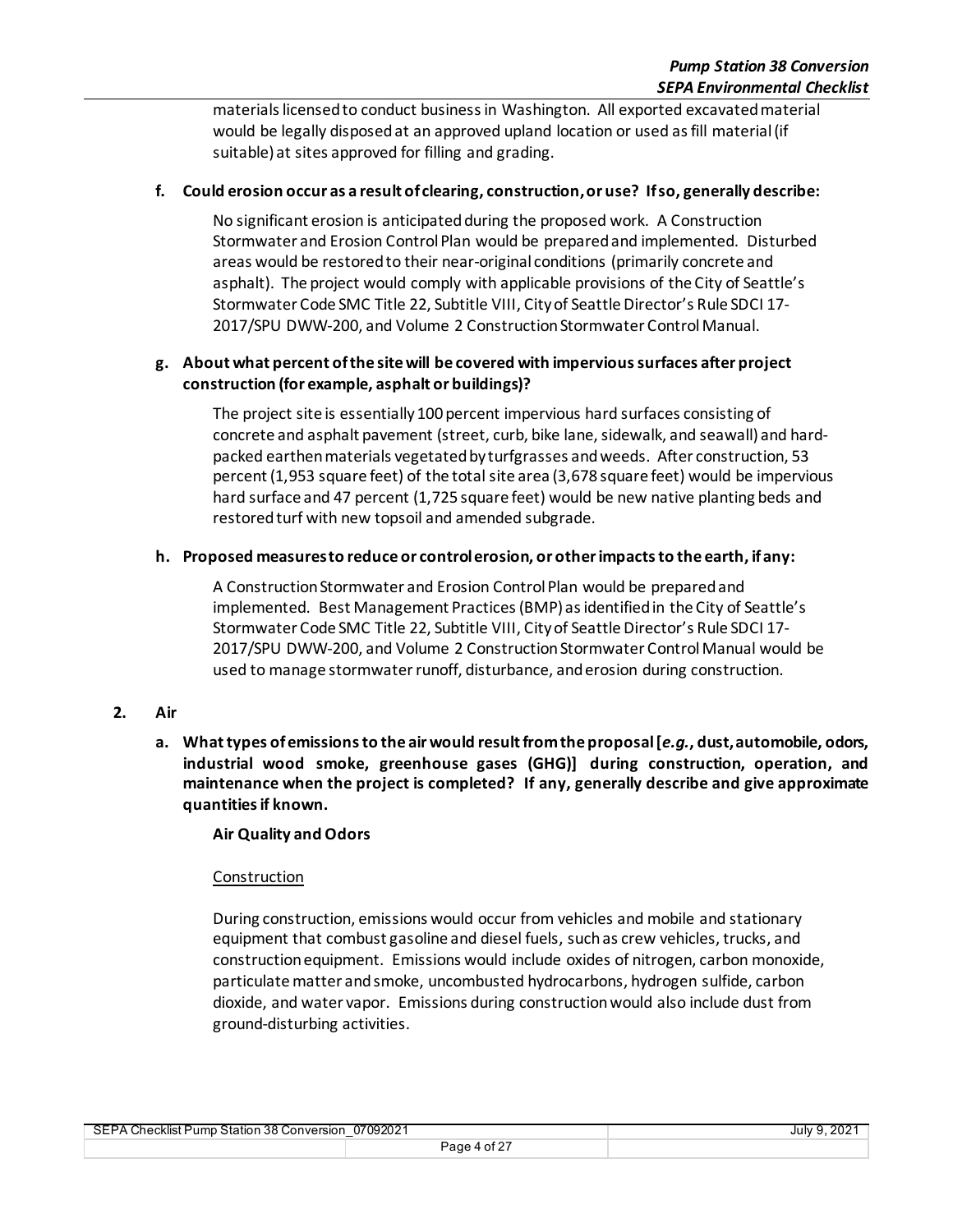materials licensed to conduct business in Washington. All exported excavated material would be legally disposed at an approved upland location or used as fill material (if suitable) at sites approved for filling and grading.

**f. Could erosion occur as a result of clearing, construction, or use? If so, generally describe:**

No significant erosion is anticipated during the proposed work. A Construction Stormwater and Erosion Control Plan would be prepared and implemented. Disturbed areas would be restored to their near-original conditions (primarily concrete and asphalt). The project would comply with applicable provisions of the City of Seattle's Stormwater Code SMC Title 22, Subtitle VIII, City of Seattle Director's Rule SDCI 17-2017/SPU DWW-200, and Volume 2 Construction Stormwater Control Manual.

**g. About what percent of the site will be covered with impervious surfaces after project construction (for example, asphalt or buildings)?**

The project site is essentially 100 percent impervious hard surfaces consisting of concrete and asphalt pavement (street, curb, bike lane, sidewalk, and seawall) and hard-packed earthen materials vegetated by turfgrasses and weeds. After construction, 53 percent (1,953 square feet) of the total site area (3,678 square feet) would be impervious hard surface and 47 percent (1,725 square feet) would be new native planting beds and restored turf with new topsoil and amended subgrade.

**h. Proposed measures to reduce or control erosion, or other impacts to the earth, if any:**

A Construction Stormwater and Erosion Control Plan would be prepared and implemented. Best Management Practices (BMP) as identified in the City of Seattle's Stormwater Code SMC Title 22, Subtitle VIII, City of Seattle Director's Rule SDCI 17-2017/SPU DWW-200, and Volume 2 Construction Stormwater Control Manual would be used to manage stormwater runoff, disturbance, and erosion during construction.

## 2. Air

**a. What types of emissions to the air would result from the proposal [*e.g.*, dust, automobile, odors, industrial wood smoke, greenhouse gases (GHG)] during construction, operation, and maintenance when the project is completed? If any, generally describe and give approximate quantities if known.**

**Air Quality and Odors**

Construction

During construction, emissions would occur from vehicles and mobile and stationary equipment that combust gasoline and diesel fuels, such as crew vehicles, trucks, and construction equipment. Emissions would include oxides of nitrogen, carbon monoxide, particulate matter and smoke, uncombusted hydrocarbons, hydrogen sulfide, carbon dioxide, and water vapor. Emissions during construction would also include dust from ground-disturbing activities.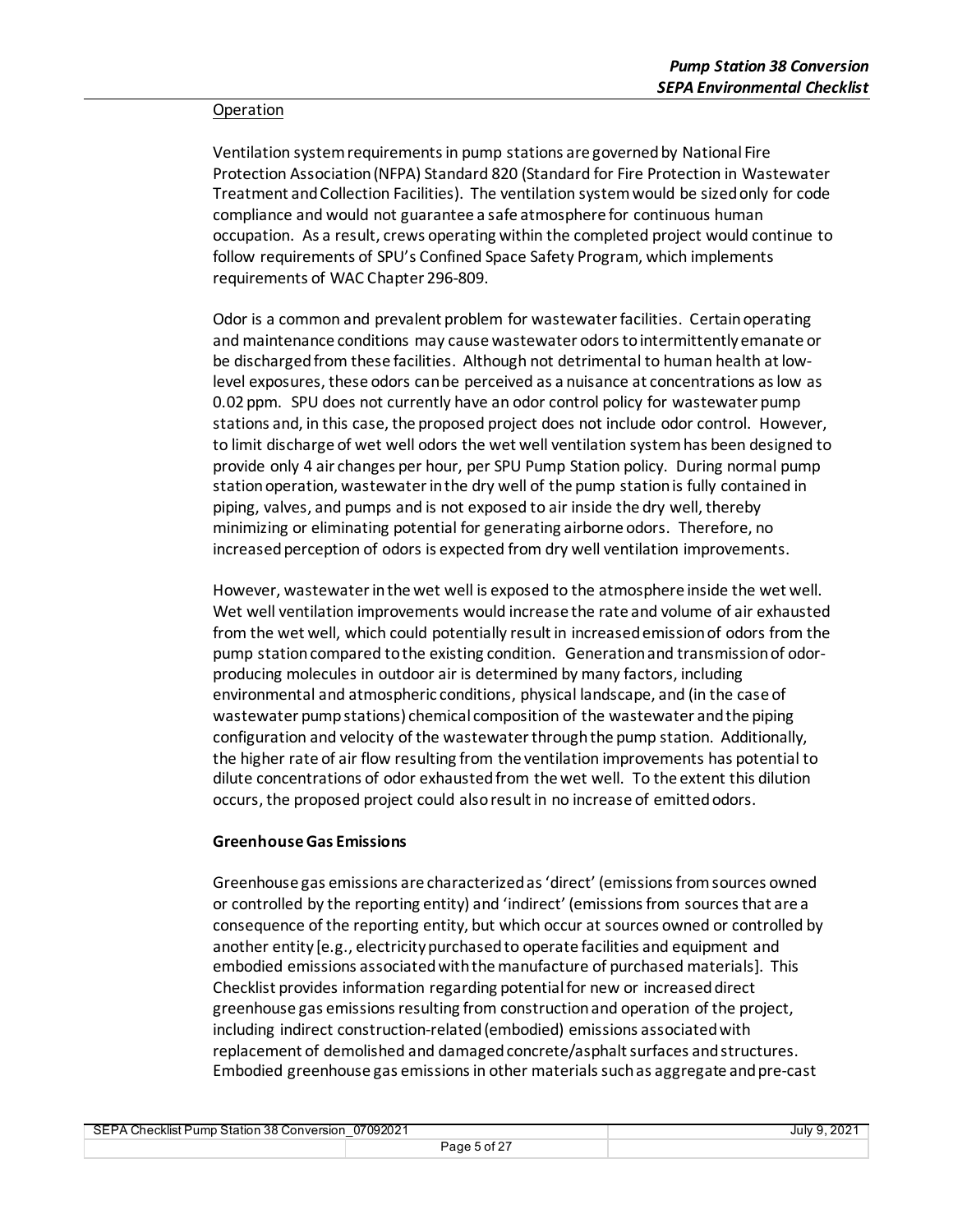Operation

Ventilation system requirements in pump stations are governed by National Fire Protection Association (NFPA) Standard 820 (Standard for Fire Protection in Wastewater Treatment and Collection Facilities). The ventilation system would be sized only for code compliance and would not guarantee a safe atmosphere for continuous human occupation. As a result, crews operating within the completed project would continue to follow requirements of SPU's Confined Space Safety Program, which implements requirements of WAC Chapter 296-809.

Odor is a common and prevalent problem for wastewater facilities. Certain operating and maintenance conditions may cause wastewater odors to intermittently emanate or be discharged from these facilities. Although not detrimental to human health at low-level exposures, these odors can be perceived as a nuisance at concentrations as low as 0.02 ppm. SPU does not currently have an odor control policy for wastewater pump stations and, in this case, the proposed project does not include odor control. However, to limit discharge of wet well odors the wet well ventilation system has been designed to provide only 4 air changes per hour, per SPU Pump Station policy. During normal pump station operation, wastewater in the dry well of the pump station is fully contained in piping, valves, and pumps and is not exposed to air inside the dry well, thereby minimizing or eliminating potential for generating airborne odors. Therefore, no increased perception of odors is expected from dry well ventilation improvements.

However, wastewater in the wet well is exposed to the atmosphere inside the wet well. Wet well ventilation improvements would increase the rate and volume of air exhausted from the wet well, which could potentially result in increased emission of odors from the pump station compared to the existing condition. Generation and transmission of odor-producing molecules in outdoor air is determined by many factors, including environmental and atmospheric conditions, physical landscape, and (in the case of wastewater pump stations) chemical composition of the wastewater and the piping configuration and velocity of the wastewater through the pump station. Additionally, the higher rate of air flow resulting from the ventilation improvements has potential to dilute concentrations of odor exhausted from the wet well. To the extent this dilution occurs, the proposed project could also result in no increase of emitted odors.

**Greenhouse Gas Emissions**

Greenhouse gas emissions are characterized as 'direct' (emissions from sources owned or controlled by the reporting entity) and 'indirect' (emissions from sources that are a consequence of the reporting entity, but which occur at sources owned or controlled by another entity [e.g., electricity purchased to operate facilities and equipment and embodied emissions associated with the manufacture of purchased materials]. This Checklist provides information regarding potential for new or increased direct greenhouse gas emissions resulting from construction and operation of the project, including indirect construction-related (embodied) emissions associated with replacement of demolished and damaged concrete/asphalt surfaces and structures. Embodied greenhouse gas emissions in other materials such as aggregate and pre-cast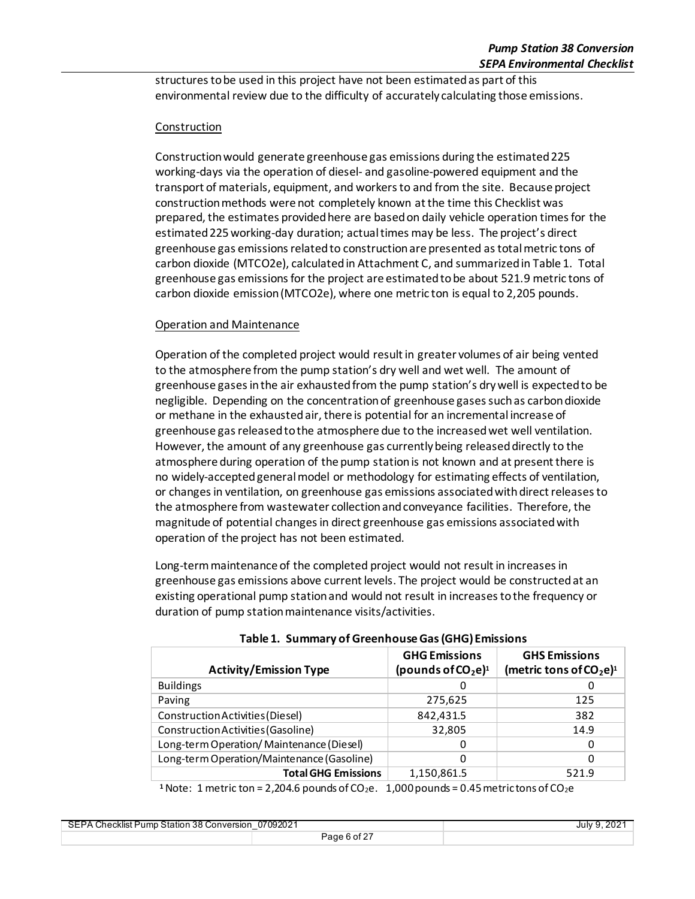structures to be used in this project have not been estimated as part of this environmental review due to the difficulty of accurately calculating those emissions.

Construction

Construction would generate greenhouse gas emissions during the estimated 225 working-days via the operation of diesel- and gasoline-powered equipment and the transport of materials, equipment, and workers to and from the site. Because project construction methods were not completely known at the time this Checklist was prepared, the estimates provided here are based on daily vehicle operation times for the estimated 225 working-day duration; actual times may be less. The project's direct greenhouse gas emissions related to construction are presented as total metric tons of carbon dioxide (MTCO2e), calculated in Attachment C, and summarized in Table 1. Total greenhouse gas emissions for the project are estimated to be about 521.9 metric tons of carbon dioxide emission (MTCO2e), where one metric ton is equal to 2,205 pounds.

Operation and Maintenance

Operation of the completed project would result in greater volumes of air being vented to the atmosphere from the pump station's dry well and wet well. The amount of greenhouse gases in the air exhausted from the pump station's dry well is expected to be negligible. Depending on the concentration of greenhouse gases such as carbon dioxide or methane in the exhausted air, there is potential for an incremental increase of greenhouse gas released to the atmosphere due to the increased wet well ventilation. However, the amount of any greenhouse gas currently being released directly to the atmosphere during operation of the pump station is not known and at present there is no widely-accepted general model or methodology for estimating effects of ventilation, or changes in ventilation, on greenhouse gas emissions associated with direct releases to the atmosphere from wastewater collection and conveyance facilities. Therefore, the magnitude of potential changes in direct greenhouse gas emissions associated with operation of the project has not been estimated.

Long-term maintenance of the completed project would not result in increases in greenhouse gas emissions above current levels. The project would be constructed at an existing operational pump station and would not result in increases to the frequency or duration of pump station maintenance visits/activities.

**Table 1. Summary of Greenhouse Gas (GHG) Emissions**

| Activity/Emission Type | GHG Emissions (pounds of $CO_2e$)[1] | GHS Emissions (metric tons of $CO_2e$)[1] |
|---|---|---|
| Buildings | 0 | 0 |
| Paving | 275,625 | 125 |
| Construction Activities (Diesel) | 842,431.5 | 382 |
| Construction Activities (Gasoline) | 32,805 | 14.9 |
| Long-term Operation/ Maintenance (Diesel) | 0 | 0 |
| Long-term Operation/Maintenance (Gasoline) | 0 | 0 |
| **Total GHG Emissions** | 1,150,861.5 | 521.9 |

[1] Note: 1 metric ton = 2,204.6 pounds of $CO_2e$. 1,000 pounds = 0.45 metric tons of $CO_2e$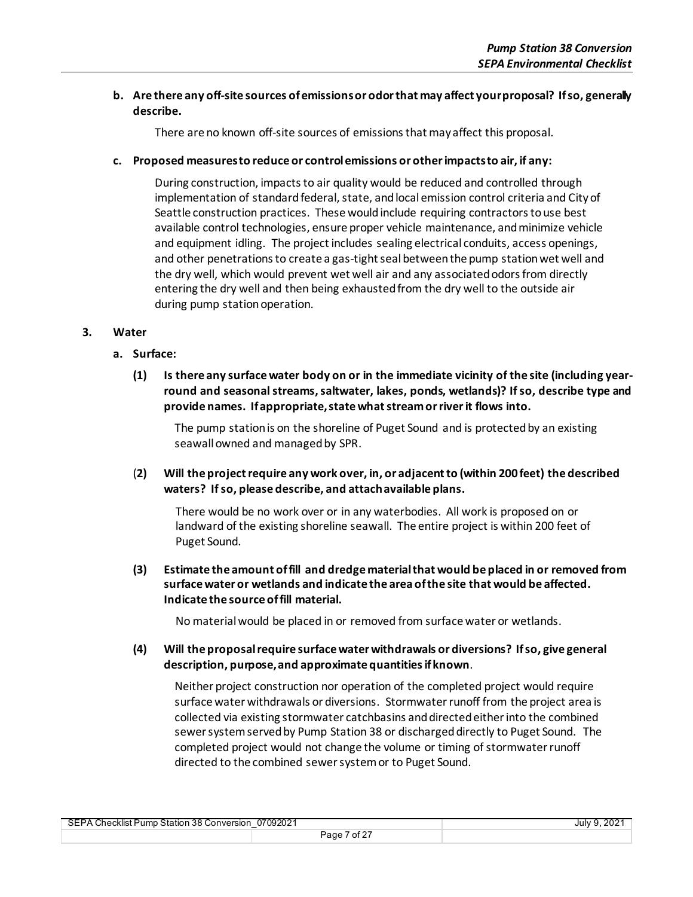**b. Are there any off-site sources of emissions or odor that may affect your proposal? If so, generally describe.**

There are no known off-site sources of emissions that may affect this proposal.

**c. Proposed measures to reduce or control emissions or other impacts to air, if any:**

During construction, impacts to air quality would be reduced and controlled through implementation of standard federal, state, and local emission control criteria and City of Seattle construction practices. These would include requiring contractors to use best available control technologies, ensure proper vehicle maintenance, and minimize vehicle and equipment idling. The project includes sealing electrical conduits, access openings, and other penetrations to create a gas-tight seal between the pump station wet well and the dry well, which would prevent wet well air and any associated odors from directly entering the dry well and then being exhausted from the dry well to the outside air during pump station operation.

## 3. Water

### a. Surface:

**(1) Is there any surface water body on or in the immediate vicinity of the site (including year-round and seasonal streams, saltwater, lakes, ponds, wetlands)? If so, describe type and provide names. If appropriate, state what stream or river it flows into.**

The pump station is on the shoreline of Puget Sound and is protected by an existing seawall owned and managed by SPR.

**(2) Will the project require any work over, in, or adjacent to (within 200 feet) the described waters? If so, please describe, and attach available plans.**

There would be no work over or in any waterbodies. All work is proposed on or landward of the existing shoreline seawall. The entire project is within 200 feet of Puget Sound.

**(3) Estimate the amount of fill and dredge material that would be placed in or removed from surface water or wetlands and indicate the area of the site that would be affected. Indicate the source of fill material.**

No material would be placed in or removed from surface water or wetlands.

**(4) Will the proposal require surface water withdrawals or diversions? If so, give general description, purpose, and approximate quantities if known.**

Neither project construction nor operation of the completed project would require surface water withdrawals or diversions. Stormwater runoff from the project area is collected via existing stormwater catchbasins and directed either into the combined sewer system served by Pump Station 38 or discharged directly to Puget Sound. The completed project would not change the volume or timing of stormwater runoff directed to the combined sewer system or to Puget Sound.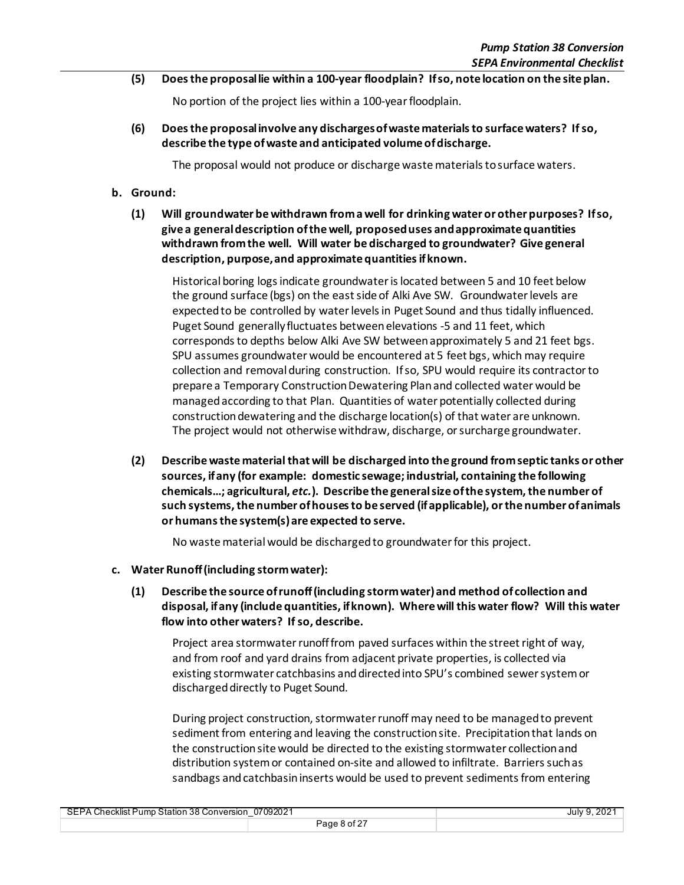**(5) Does the proposal lie within a 100-year floodplain? If so, note location on the site plan.**

No portion of the project lies within a 100-year floodplain.

**(6) Does the proposal involve any discharges of waste materials to surface waters? If so, describe the type of waste and anticipated volume of discharge.**

The proposal would not produce or discharge waste materials to surface waters.

**b. Ground:**

**(1) Will groundwater be withdrawn from a well for drinking water or other purposes? If so, give a general description of the well, proposed uses and approximate quantities withdrawn from the well. Will water be discharged to groundwater? Give general description, purpose, and approximate quantities if known.**

Historical boring logs indicate groundwater is located between 5 and 10 feet below the ground surface (bgs) on the east side of Alki Ave SW. Groundwater levels are expected to be controlled by water levels in Puget Sound and thus tidally influenced. Puget Sound generally fluctuates between elevations -5 and 11 feet, which corresponds to depths below Alki Ave SW between approximately 5 and 21 feet bgs. SPU assumes groundwater would be encountered at 5 feet bgs, which may require collection and removal during construction. If so, SPU would require its contractor to prepare a Temporary Construction Dewatering Plan and collected water would be managed according to that Plan. Quantities of water potentially collected during construction dewatering and the discharge location(s) of that water are unknown. The project would not otherwise withdraw, discharge, or surcharge groundwater.

**(2) Describe waste material that will be discharged into the ground from septic tanks or other sources, if any (for example: domestic sewage; industrial, containing the following chemicals…; agricultural, *etc.*). Describe the general size of the system, the number of such systems, the number of houses to be served (if applicable), or the number of animals or humans the system(s) are expected to serve.**

No waste material would be discharged to groundwater for this project.

**c. Water Runoff (including storm water):**

**(1) Describe the source of runoff (including storm water) and method of collection and disposal, if any (include quantities, if known). Where will this water flow? Will this water flow into other waters? If so, describe.**

Project area stormwater runoff from paved surfaces within the street right of way, and from roof and yard drains from adjacent private properties, is collected via existing stormwater catchbasins and directed into SPU's combined sewer system or discharged directly to Puget Sound.

During project construction, stormwater runoff may need to be managed to prevent sediment from entering and leaving the construction site. Precipitation that lands on the construction site would be directed to the existing stormwater collection and distribution system or contained on-site and allowed to infiltrate. Barriers such as sandbags and catchbasin inserts would be used to prevent sediments from entering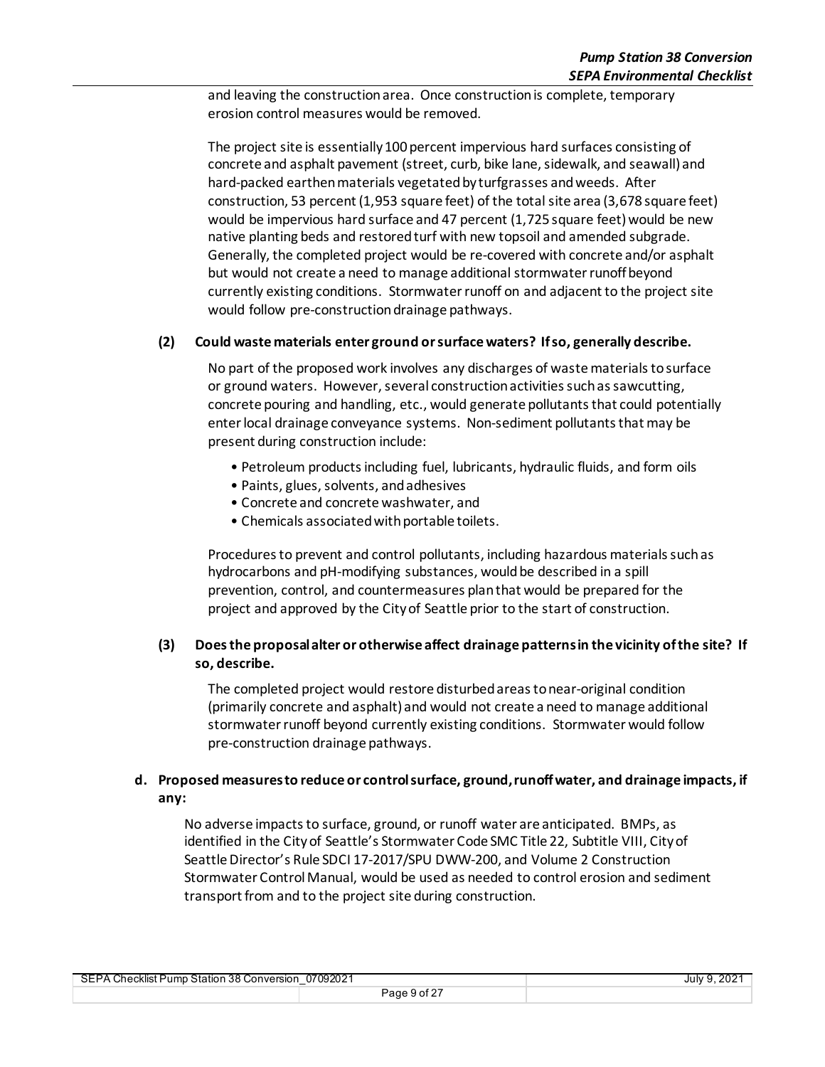and leaving the construction area. Once construction is complete, temporary erosion control measures would be removed.

The project site is essentially 100 percent impervious hard surfaces consisting of concrete and asphalt pavement (street, curb, bike lane, sidewalk, and seawall) and hard-packed earthen materials vegetated by turfgrasses and weeds. After construction, 53 percent (1,953 square feet) of the total site area (3,678 square feet) would be impervious hard surface and 47 percent (1,725 square feet) would be new native planting beds and restored turf with new topsoil and amended subgrade. Generally, the completed project would be re-covered with concrete and/or asphalt but would not create a need to manage additional stormwater runoff beyond currently existing conditions. Stormwater runoff on and adjacent to the project site would follow pre-construction drainage pathways.

**(2) Could waste materials enter ground or surface waters? If so, generally describe.**

No part of the proposed work involves any discharges of waste materials to surface or ground waters. However, several construction activities such as sawcutting, concrete pouring and handling, etc., would generate pollutants that could potentially enter local drainage conveyance systems. Non-sediment pollutants that may be present during construction include:

- Petroleum products including fuel, lubricants, hydraulic fluids, and form oils
- Paints, glues, solvents, and adhesives
- Concrete and concrete washwater, and
- Chemicals associated with portable toilets.

Procedures to prevent and control pollutants, including hazardous materials such as hydrocarbons and pH-modifying substances, would be described in a spill prevention, control, and countermeasures plan that would be prepared for the project and approved by the City of Seattle prior to the start of construction.

**(3) Does the proposal alter or otherwise affect drainage patterns in the vicinity of the site? If so, describe.**

The completed project would restore disturbed areas to near-original condition (primarily concrete and asphalt) and would not create a need to manage additional stormwater runoff beyond currently existing conditions. Stormwater would follow pre-construction drainage pathways.

**d. Proposed measures to reduce or control surface, ground, runoff water, and drainage impacts, if any:**

No adverse impacts to surface, ground, or runoff water are anticipated. BMPs, as identified in the City of Seattle's Stormwater Code SMC Title 22, Subtitle VIII, City of Seattle Director's Rule SDCI 17-2017/SPU DWW-200, and Volume 2 Construction Stormwater Control Manual, would be used as needed to control erosion and sediment transport from and to the project site during construction.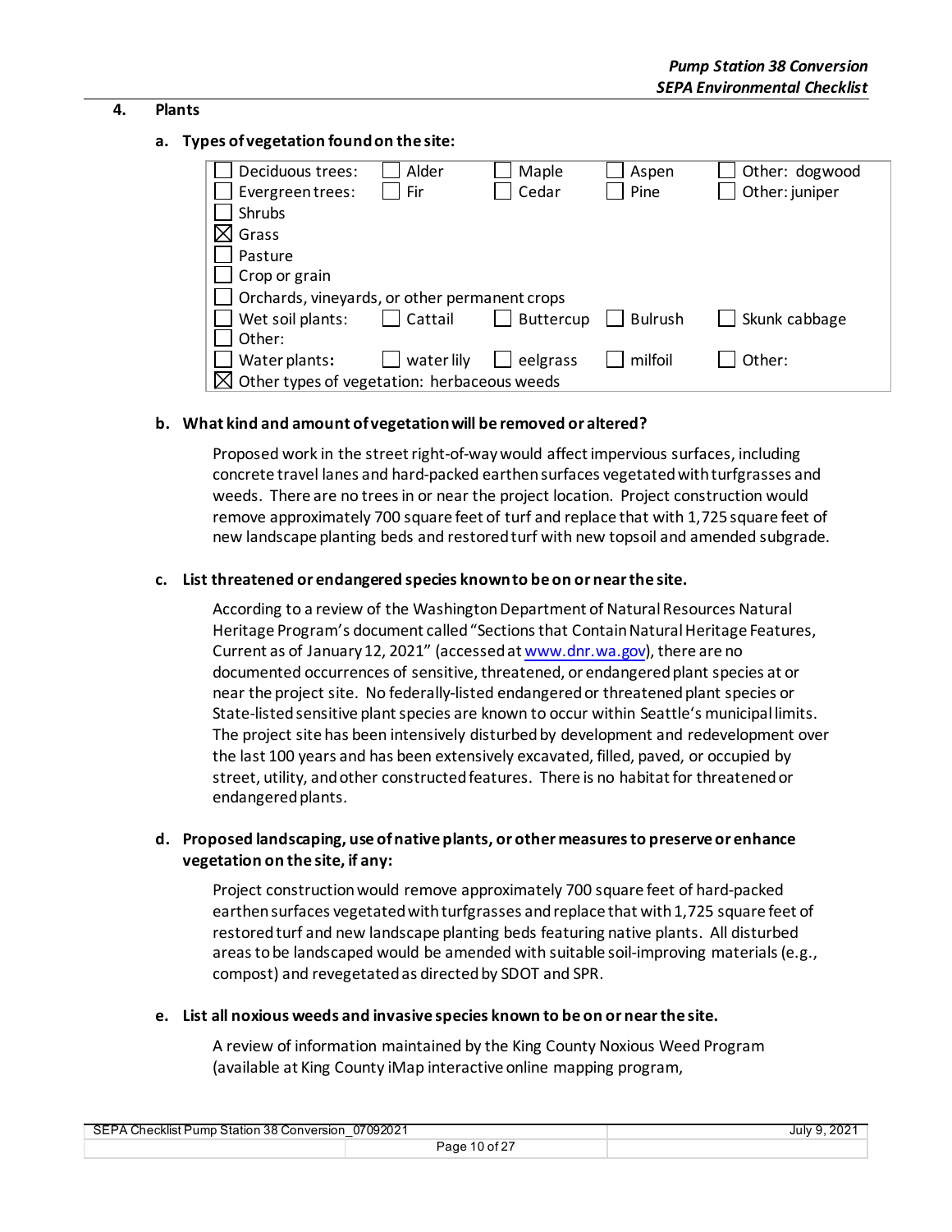## 4. Plants

### a. Types of vegetation found on the site:

| | | | | |
|---|---|---|---|---|
| ☐ Deciduous trees: | ☐ Alder | ☐ Maple | ☐ Aspen | ☐ Other: dogwood |
| ☐ Evergreen trees: | ☐ Fir | ☐ Cedar | ☐ Pine | ☐ Other: juniper |
| ☐ Shrubs | | | | |
| ☒ Grass | | | | |
| ☐ Pasture | | | | |
| ☐ Crop or grain | | | | |
| ☐ Orchards, vineyards, or other permanent crops | | | | |
| ☐ Wet soil plants: | ☐ Cattail | ☐ Buttercup | ☐ Bulrush | ☐ Skunk cabbage |
| ☐ Other: | | | | |
| ☐ Water plants: | ☐ water lily | ☐ eelgrass | ☐ milfoil | ☐ Other: |
| ☒ Other types of vegetation: herbaceous weeds | | | | |

### b. What kind and amount of vegetation will be removed or altered?

Proposed work in the street right-of-way would affect impervious surfaces, including concrete travel lanes and hard-packed earthen surfaces vegetated with turfgrasses and weeds. There are no trees in or near the project location. Project construction would remove approximately 700 square feet of turf and replace that with 1,725 square feet of new landscape planting beds and restored turf with new topsoil and amended subgrade.

### c. List threatened or endangered species known to be on or near the site.

According to a review of the Washington Department of Natural Resources Natural Heritage Program's document called "Sections that Contain Natural Heritage Features, Current as of January 12, 2021" (accessed at www.dnr.wa.gov), there are no documented occurrences of sensitive, threatened, or endangered plant species at or near the project site. No federally-listed endangered or threatened plant species or State-listed sensitive plant species are known to occur within Seattle's municipal limits. The project site has been intensively disturbed by development and redevelopment over the last 100 years and has been extensively excavated, filled, paved, or occupied by street, utility, and other constructed features. There is no habitat for threatened or endangered plants.

### d. Proposed landscaping, use of native plants, or other measures to preserve or enhance vegetation on the site, if any:

Project construction would remove approximately 700 square feet of hard-packed earthen surfaces vegetated with turfgrasses and replace that with 1,725 square feet of restored turf and new landscape planting beds featuring native plants. All disturbed areas to be landscaped would be amended with suitable soil-improving materials (e.g., compost) and revegetated as directed by SDOT and SPR.

### e. List all noxious weeds and invasive species known to be on or near the site.

A review of information maintained by the King County Noxious Weed Program (available at King County iMap interactive online mapping program,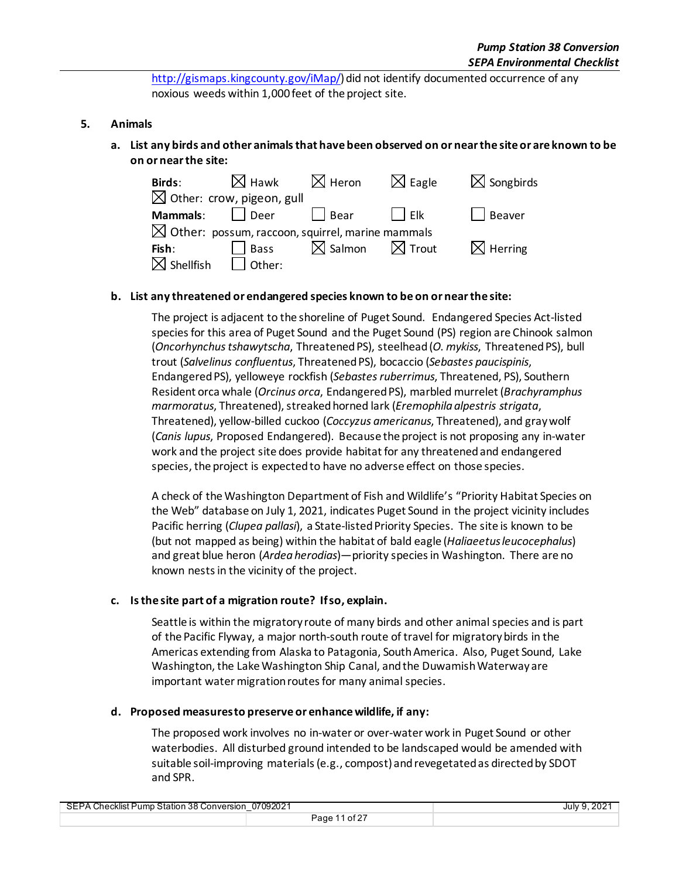http://gismaps.kingcounty.gov/iMap/) did not identify documented occurrence of any noxious weeds within 1,000 feet of the project site.

## 5. Animals

**a. List any birds and other animals that have been observed on or near the site or are known to be on or near the site:**

**Birds**: ☒ Hawk ☒ Heron ☒ Eagle ☒ Songbirds
☒ Other: crow, pigeon, gull

**Mammals**: ☐ Deer ☐ Bear ☐ Elk ☐ Beaver
☒ Other: possum, raccoon, squirrel, marine mammals

**Fish**: ☐ Bass ☒ Salmon ☒ Trout ☒ Herring
☒ Shellfish ☐ Other:

**b. List any threatened or endangered species known to be on or near the site:**

The project is adjacent to the shoreline of Puget Sound. Endangered Species Act-listed species for this area of Puget Sound and the Puget Sound (PS) region are Chinook salmon (*Oncorhynchus tshawytscha*, Threatened PS), steelhead (*O. mykiss*, Threatened PS), bull trout (*Salvelinus confluentus*, Threatened PS), bocaccio (*Sebastes paucispinis*, Endangered PS), yelloweye rockfish (*Sebastes ruberrimus*, Threatened, PS), Southern Resident orca whale (*Orcinus orca*, Endangered PS), marbled murrelet (*Brachyramphus marmoratus*, Threatened), streaked horned lark (*Eremophila alpestris strigata*, Threatened), yellow-billed cuckoo (*Coccyzus americanus*, Threatened), and gray wolf (*Canis lupus*, Proposed Endangered). Because the project is not proposing any in-water work and the project site does provide habitat for any threatened and endangered species, the project is expected to have no adverse effect on those species.

A check of the Washington Department of Fish and Wildlife's "Priority Habitat Species on the Web" database on July 1, 2021, indicates Puget Sound in the project vicinity includes Pacific herring (*Clupea pallasi*), a State-listed Priority Species. The site is known to be (but not mapped as being) within the habitat of bald eagle (*Haliaeetus leucocephalus*) and great blue heron (*Ardea herodias*)—priority species in Washington. There are no known nests in the vicinity of the project.

**c. Is the site part of a migration route? If so, explain.**

Seattle is within the migratory route of many birds and other animal species and is part of the Pacific Flyway, a major north-south route of travel for migratory birds in the Americas extending from Alaska to Patagonia, South America. Also, Puget Sound, Lake Washington, the Lake Washington Ship Canal, and the Duwamish Waterway are important water migration routes for many animal species.

**d. Proposed measures to preserve or enhance wildlife, if any:**

The proposed work involves no in-water or over-water work in Puget Sound or other waterbodies. All disturbed ground intended to be landscaped would be amended with suitable soil-improving materials (e.g., compost) and revegetated as directed by SDOT and SPR.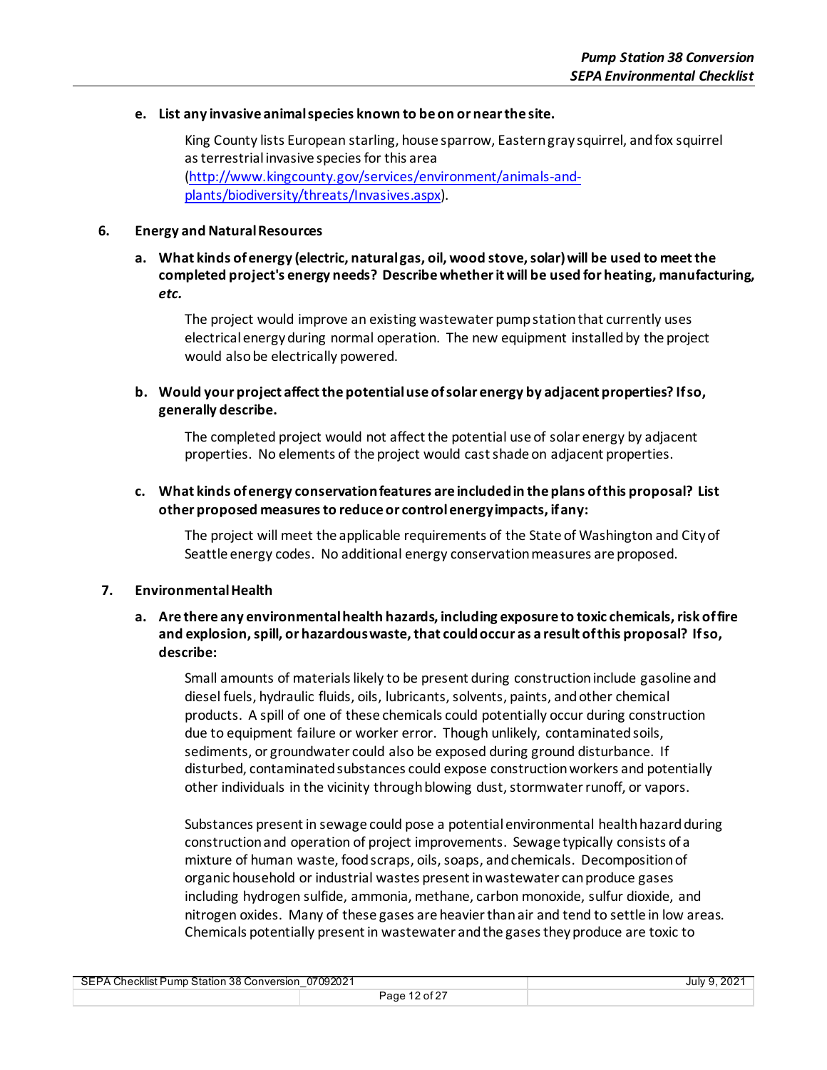**e. List any invasive animal species known to be on or near the site.**

King County lists European starling, house sparrow, Eastern gray squirrel, and fox squirrel as terrestrial invasive species for this area (http://www.kingcounty.gov/services/environment/animals-and-plants/biodiversity/threats/Invasives.aspx).

**6. Energy and Natural Resources**

**a. What kinds of energy (electric, natural gas, oil, wood stove, solar) will be used to meet the completed project's energy needs? Describe whether it will be used for heating, manufacturing, *etc.***

The project would improve an existing wastewater pump station that currently uses electrical energy during normal operation. The new equipment installed by the project would also be electrically powered.

**b. Would your project affect the potential use of solar energy by adjacent properties? If so, generally describe.**

The completed project would not affect the potential use of solar energy by adjacent properties. No elements of the project would cast shade on adjacent properties.

**c. What kinds of energy conservation features are included in the plans of this proposal? List other proposed measures to reduce or control energy impacts, if any:**

The project will meet the applicable requirements of the State of Washington and City of Seattle energy codes. No additional energy conservation measures are proposed.

**7. Environmental Health**

**a. Are there any environmental health hazards, including exposure to toxic chemicals, risk of fire and explosion, spill, or hazardous waste, that could occur as a result of this proposal? If so, describe:**

Small amounts of materials likely to be present during construction include gasoline and diesel fuels, hydraulic fluids, oils, lubricants, solvents, paints, and other chemical products. A spill of one of these chemicals could potentially occur during construction due to equipment failure or worker error. Though unlikely, contaminated soils, sediments, or groundwater could also be exposed during ground disturbance. If disturbed, contaminated substances could expose construction workers and potentially other individuals in the vicinity through blowing dust, stormwater runoff, or vapors.

Substances present in sewage could pose a potential environmental health hazard during construction and operation of project improvements. Sewage typically consists of a mixture of human waste, food scraps, oils, soaps, and chemicals. Decomposition of organic household or industrial wastes present in wastewater can produce gases including hydrogen sulfide, ammonia, methane, carbon monoxide, sulfur dioxide, and nitrogen oxides. Many of these gases are heavier than air and tend to settle in low areas. Chemicals potentially present in wastewater and the gases they produce are toxic to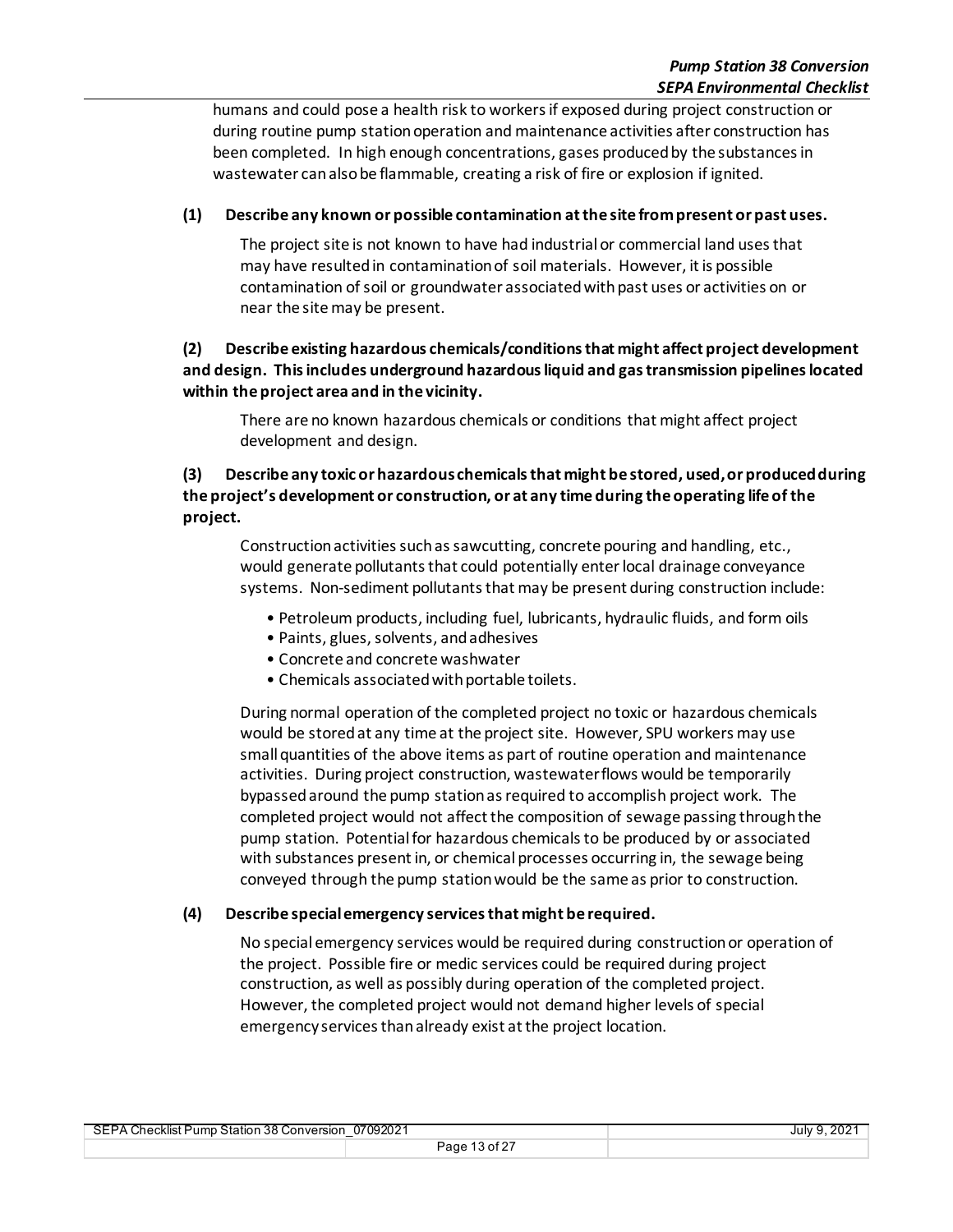humans and could pose a health risk to workers if exposed during project construction or during routine pump station operation and maintenance activities after construction has been completed. In high enough concentrations, gases produced by the substances in wastewater can also be flammable, creating a risk of fire or explosion if ignited.

**(1) Describe any known or possible contamination at the site from present or past uses.**

The project site is not known to have had industrial or commercial land uses that may have resulted in contamination of soil materials. However, it is possible contamination of soil or groundwater associated with past uses or activities on or near the site may be present.

**(2) Describe existing hazardous chemicals/conditions that might affect project development and design. This includes underground hazardous liquid and gas transmission pipelines located within the project area and in the vicinity.**

There are no known hazardous chemicals or conditions that might affect project development and design.

**(3) Describe any toxic or hazardous chemicals that might be stored, used, or produced during the project's development or construction, or at any time during the operating life of the project.**

Construction activities such as sawcutting, concrete pouring and handling, etc., would generate pollutants that could potentially enter local drainage conveyance systems. Non-sediment pollutants that may be present during construction include:

- Petroleum products, including fuel, lubricants, hydraulic fluids, and form oils
- Paints, glues, solvents, and adhesives
- Concrete and concrete washwater
- Chemicals associated with portable toilets.

During normal operation of the completed project no toxic or hazardous chemicals would be stored at any time at the project site. However, SPU workers may use small quantities of the above items as part of routine operation and maintenance activities. During project construction, wastewater flows would be temporarily bypassed around the pump station as required to accomplish project work. The completed project would not affect the composition of sewage passing through the pump station. Potential for hazardous chemicals to be produced by or associated with substances present in, or chemical processes occurring in, the sewage being conveyed through the pump station would be the same as prior to construction.

**(4) Describe special emergency services that might be required.**

No special emergency services would be required during construction or operation of the project. Possible fire or medic services could be required during project construction, as well as possibly during operation of the completed project. However, the completed project would not demand higher levels of special emergency services than already exist at the project location.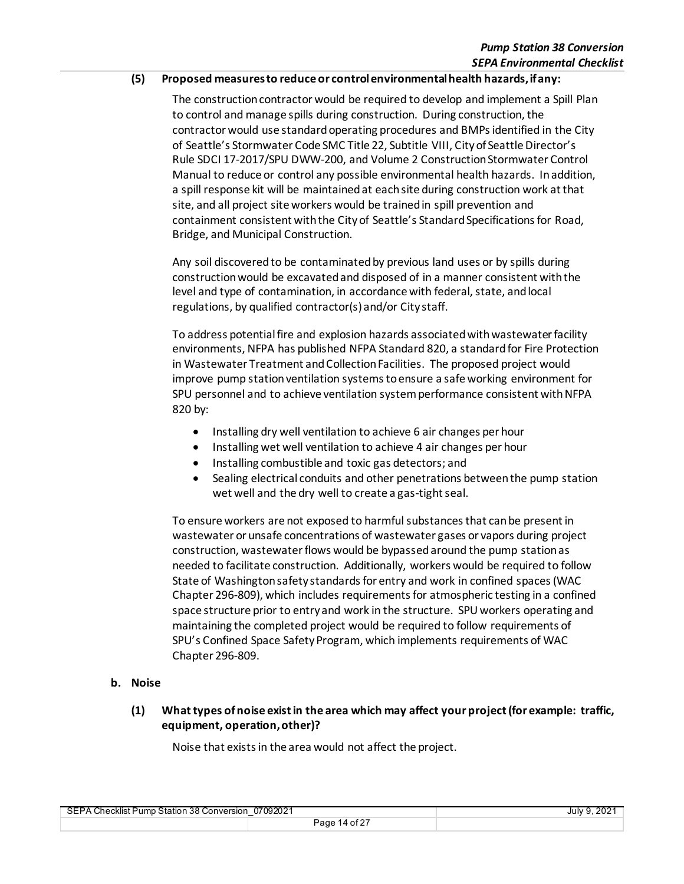**(5) Proposed measures to reduce or control environmental health hazards, if any:**

The construction contractor would be required to develop and implement a Spill Plan to control and manage spills during construction. During construction, the contractor would use standard operating procedures and BMPs identified in the City of Seattle's Stormwater Code SMC Title 22, Subtitle VIII, City of Seattle Director's Rule SDCI 17-2017/SPU DWW-200, and Volume 2 Construction Stormwater Control Manual to reduce or control any possible environmental health hazards. In addition, a spill response kit will be maintained at each site during construction work at that site, and all project site workers would be trained in spill prevention and containment consistent with the City of Seattle's Standard Specifications for Road, Bridge, and Municipal Construction.

Any soil discovered to be contaminated by previous land uses or by spills during construction would be excavated and disposed of in a manner consistent with the level and type of contamination, in accordance with federal, state, and local regulations, by qualified contractor(s) and/or City staff.

To address potential fire and explosion hazards associated with wastewater facility environments, NFPA has published NFPA Standard 820, a standard for Fire Protection in Wastewater Treatment and Collection Facilities. The proposed project would improve pump station ventilation systems to ensure a safe working environment for SPU personnel and to achieve ventilation system performance consistent with NFPA 820 by:

- Installing dry well ventilation to achieve 6 air changes per hour
- Installing wet well ventilation to achieve 4 air changes per hour
- Installing combustible and toxic gas detectors; and
- Sealing electrical conduits and other penetrations between the pump station wet well and the dry well to create a gas-tight seal.

To ensure workers are not exposed to harmful substances that can be present in wastewater or unsafe concentrations of wastewater gases or vapors during project construction, wastewater flows would be bypassed around the pump station as needed to facilitate construction. Additionally, workers would be required to follow State of Washington safety standards for entry and work in confined spaces (WAC Chapter 296-809), which includes requirements for atmospheric testing in a confined space structure prior to entry and work in the structure. SPU workers operating and maintaining the completed project would be required to follow requirements of SPU's Confined Space Safety Program, which implements requirements of WAC Chapter 296-809.

**b. Noise**

**(1) What types of noise exist in the area which may affect your project (for example: traffic, equipment, operation, other)?**

Noise that exists in the area would not affect the project.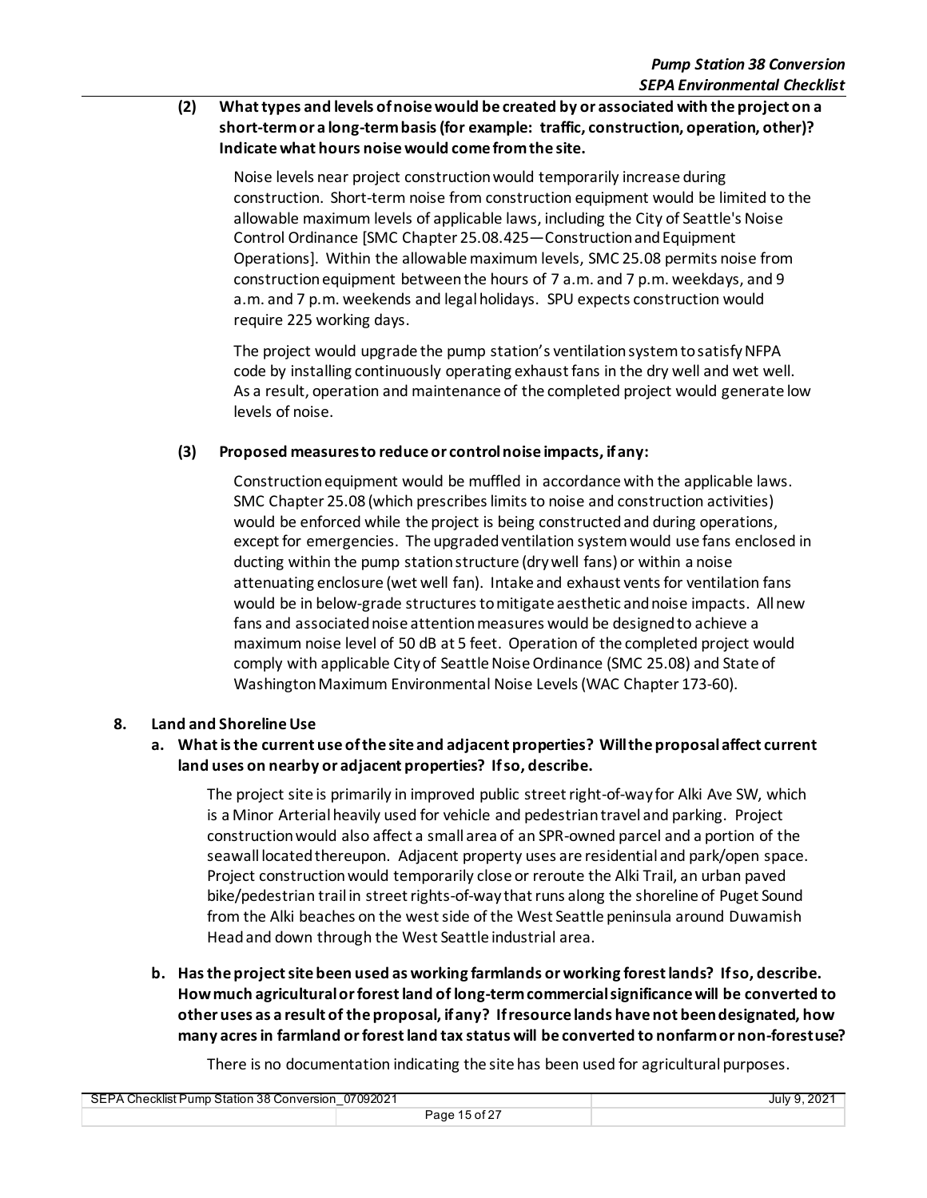**(2) What types and levels of noise would be created by or associated with the project on a short-term or a long-term basis (for example: traffic, construction, operation, other)? Indicate what hours noise would come from the site.**

Noise levels near project construction would temporarily increase during construction. Short-term noise from construction equipment would be limited to the allowable maximum levels of applicable laws, including the City of Seattle's Noise Control Ordinance [SMC Chapter 25.08.425—Construction and Equipment Operations]. Within the allowable maximum levels, SMC 25.08 permits noise from construction equipment between the hours of 7 a.m. and 7 p.m. weekdays, and 9 a.m. and 7 p.m. weekends and legal holidays. SPU expects construction would require 225 working days.

The project would upgrade the pump station's ventilation system to satisfy NFPA code by installing continuously operating exhaust fans in the dry well and wet well. As a result, operation and maintenance of the completed project would generate low levels of noise.

**(3) Proposed measures to reduce or control noise impacts, if any:**

Construction equipment would be muffled in accordance with the applicable laws. SMC Chapter 25.08 (which prescribes limits to noise and construction activities) would be enforced while the project is being constructed and during operations, except for emergencies. The upgraded ventilation system would use fans enclosed in ducting within the pump station structure (dry well fans) or within a noise attenuating enclosure (wet well fan). Intake and exhaust vents for ventilation fans would be in below-grade structures to mitigate aesthetic and noise impacts. All new fans and associated noise attention measures would be designed to achieve a maximum noise level of 50 dB at 5 feet. Operation of the completed project would comply with applicable City of Seattle Noise Ordinance (SMC 25.08) and State of Washington Maximum Environmental Noise Levels (WAC Chapter 173-60).

## 8. Land and Shoreline Use

**a. What is the current use of the site and adjacent properties? Will the proposal affect current land uses on nearby or adjacent properties? If so, describe.**

The project site is primarily in improved public street right-of-way for Alki Ave SW, which is a Minor Arterial heavily used for vehicle and pedestrian travel and parking. Project construction would also affect a small area of an SPR-owned parcel and a portion of the seawall located thereupon. Adjacent property uses are residential and park/open space. Project construction would temporarily close or reroute the Alki Trail, an urban paved bike/pedestrian trail in street rights-of-way that runs along the shoreline of Puget Sound from the Alki beaches on the west side of the West Seattle peninsula around Duwamish Head and down through the West Seattle industrial area.

**b. Has the project site been used as working farmlands or working forest lands? If so, describe. How much agricultural or forest land of long-term commercial significance will be converted to other uses as a result of the proposal, if any? If resource lands have not been designated, how many acres in farmland or forest land tax status will be converted to nonfarm or non-forest use?**

There is no documentation indicating the site has been used for agricultural purposes.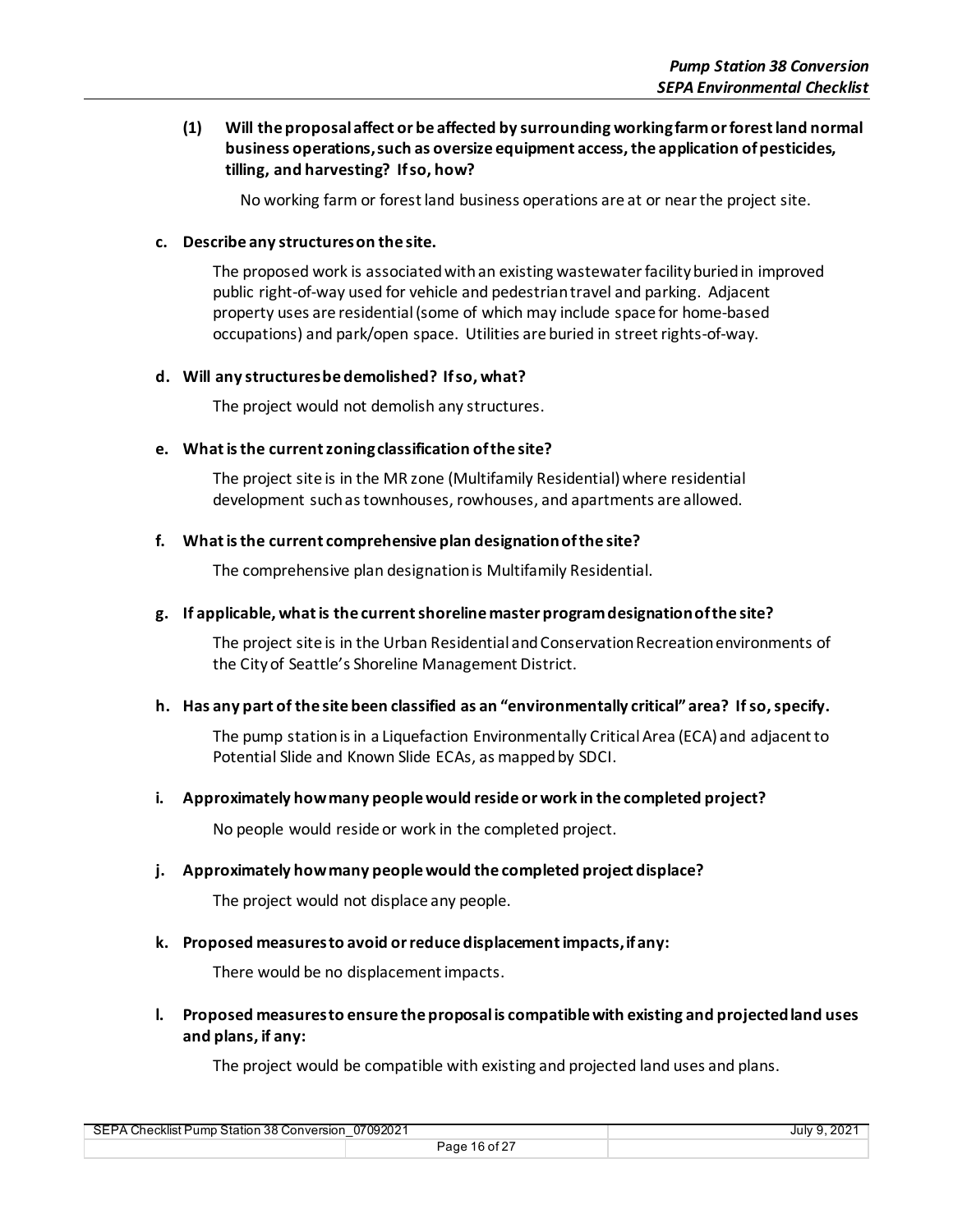**(1) Will the proposal affect or be affected by surrounding working farm or forest land normal business operations, such as oversize equipment access, the application of pesticides, tilling, and harvesting? If so, how?**

No working farm or forest land business operations are at or near the project site.

**c. Describe any structures on the site.**

The proposed work is associated with an existing wastewater facility buried in improved public right-of-way used for vehicle and pedestrian travel and parking. Adjacent property uses are residential (some of which may include space for home-based occupations) and park/open space. Utilities are buried in street rights-of-way.

**d. Will any structures be demolished? If so, what?**

The project would not demolish any structures.

**e. What is the current zoning classification of the site?**

The project site is in the MR zone (Multifamily Residential) where residential development such as townhouses, rowhouses, and apartments are allowed.

**f. What is the current comprehensive plan designation of the site?**

The comprehensive plan designation is Multifamily Residential.

**g. If applicable, what is the current shoreline master program designation of the site?**

The project site is in the Urban Residential and Conservation Recreation environments of the City of Seattle's Shoreline Management District.

**h. Has any part of the site been classified as an "environmentally critical" area? If so, specify.**

The pump station is in a Liquefaction Environmentally Critical Area (ECA) and adjacent to Potential Slide and Known Slide ECAs, as mapped by SDCI.

**i. Approximately how many people would reside or work in the completed project?**

No people would reside or work in the completed project.

**j. Approximately how many people would the completed project displace?**

The project would not displace any people.

**k. Proposed measures to avoid or reduce displacement impacts, if any:**

There would be no displacement impacts.

**l. Proposed measures to ensure the proposal is compatible with existing and projected land uses and plans, if any:**

The project would be compatible with existing and projected land uses and plans.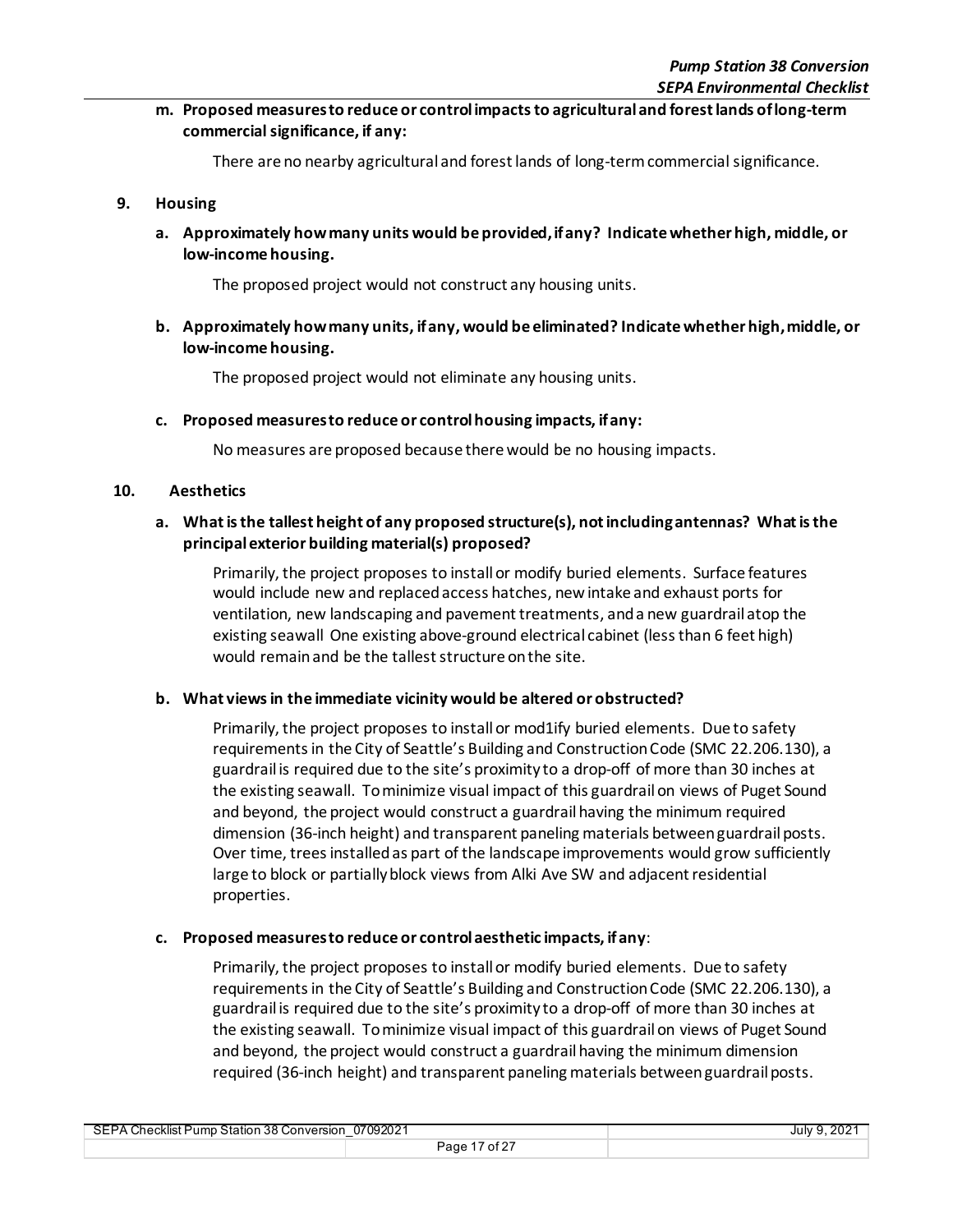**m. Proposed measures to reduce or control impacts to agricultural and forest lands of long-term commercial significance, if any:**

There are no nearby agricultural and forest lands of long-term commercial significance.

## 9. Housing

**a. Approximately how many units would be provided, if any? Indicate whether high, middle, or low-income housing.**

The proposed project would not construct any housing units.

**b. Approximately how many units, if any, would be eliminated? Indicate whether high, middle, or low-income housing.**

The proposed project would not eliminate any housing units.

**c. Proposed measures to reduce or control housing impacts, if any:**

No measures are proposed because there would be no housing impacts.

## 10. Aesthetics

**a. What is the tallest height of any proposed structure(s), not including antennas? What is the principal exterior building material(s) proposed?**

Primarily, the project proposes to install or modify buried elements. Surface features would include new and replaced access hatches, new intake and exhaust ports for ventilation, new landscaping and pavement treatments, and a new guardrail atop the existing seawall One existing above-ground electrical cabinet (less than 6 feet high) would remain and be the tallest structure on the site.

**b. What views in the immediate vicinity would be altered or obstructed?**

Primarily, the project proposes to install or mod1ify buried elements. Due to safety requirements in the City of Seattle's Building and Construction Code (SMC 22.206.130), a guardrail is required due to the site's proximity to a drop-off of more than 30 inches at the existing seawall. To minimize visual impact of this guardrail on views of Puget Sound and beyond, the project would construct a guardrail having the minimum required dimension (36-inch height) and transparent paneling materials between guardrail posts. Over time, trees installed as part of the landscape improvements would grow sufficiently large to block or partially block views from Alki Ave SW and adjacent residential properties.

**c. Proposed measures to reduce or control aesthetic impacts, if any**:

Primarily, the project proposes to install or modify buried elements. Due to safety requirements in the City of Seattle's Building and Construction Code (SMC 22.206.130), a guardrail is required due to the site's proximity to a drop-off of more than 30 inches at the existing seawall. To minimize visual impact of this guardrail on views of Puget Sound and beyond, the project would construct a guardrail having the minimum dimension required (36-inch height) and transparent paneling materials between guardrail posts.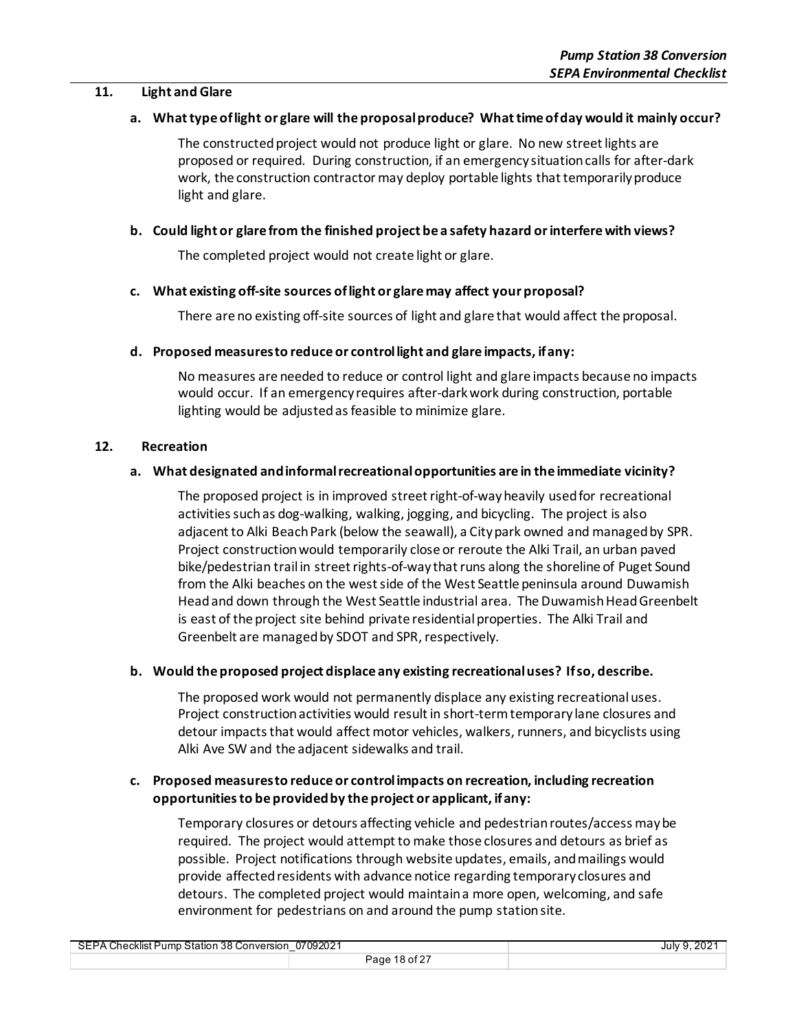## 11. Light and Glare

### a. What type of light or glare will the proposal produce? What time of day would it mainly occur?

The constructed project would not produce light or glare. No new street lights are proposed or required. During construction, if an emergency situation calls for after-dark work, the construction contractor may deploy portable lights that temporarily produce light and glare.

### b. Could light or glare from the finished project be a safety hazard or interfere with views?

The completed project would not create light or glare.

### c. What existing off-site sources of light or glare may affect your proposal?

There are no existing off-site sources of light and glare that would affect the proposal.

### d. Proposed measures to reduce or control light and glare impacts, if any:

No measures are needed to reduce or control light and glare impacts because no impacts would occur. If an emergency requires after-dark work during construction, portable lighting would be adjusted as feasible to minimize glare.

## 12. Recreation

### a. What designated and informal recreational opportunities are in the immediate vicinity?

The proposed project is in improved street right-of-way heavily used for recreational activities such as dog-walking, walking, jogging, and bicycling. The project is also adjacent to Alki Beach Park (below the seawall), a City park owned and managed by SPR. Project construction would temporarily close or reroute the Alki Trail, an urban paved bike/pedestrian trail in street rights-of-way that runs along the shoreline of Puget Sound from the Alki beaches on the west side of the West Seattle peninsula around Duwamish Head and down through the West Seattle industrial area. The Duwamish Head Greenbelt is east of the project site behind private residential properties. The Alki Trail and Greenbelt are managed by SDOT and SPR, respectively.

### b. Would the proposed project displace any existing recreational uses? If so, describe.

The proposed work would not permanently displace any existing recreational uses. Project construction activities would result in short-term temporary lane closures and detour impacts that would affect motor vehicles, walkers, runners, and bicyclists using Alki Ave SW and the adjacent sidewalks and trail.

### c. Proposed measures to reduce or control impacts on recreation, including recreation opportunities to be provided by the project or applicant, if any:

Temporary closures or detours affecting vehicle and pedestrian routes/access may be required. The project would attempt to make those closures and detours as brief as possible. Project notifications through website updates, emails, and mailings would provide affected residents with advance notice regarding temporary closures and detours. The completed project would maintain a more open, welcoming, and safe environment for pedestrians on and around the pump station site.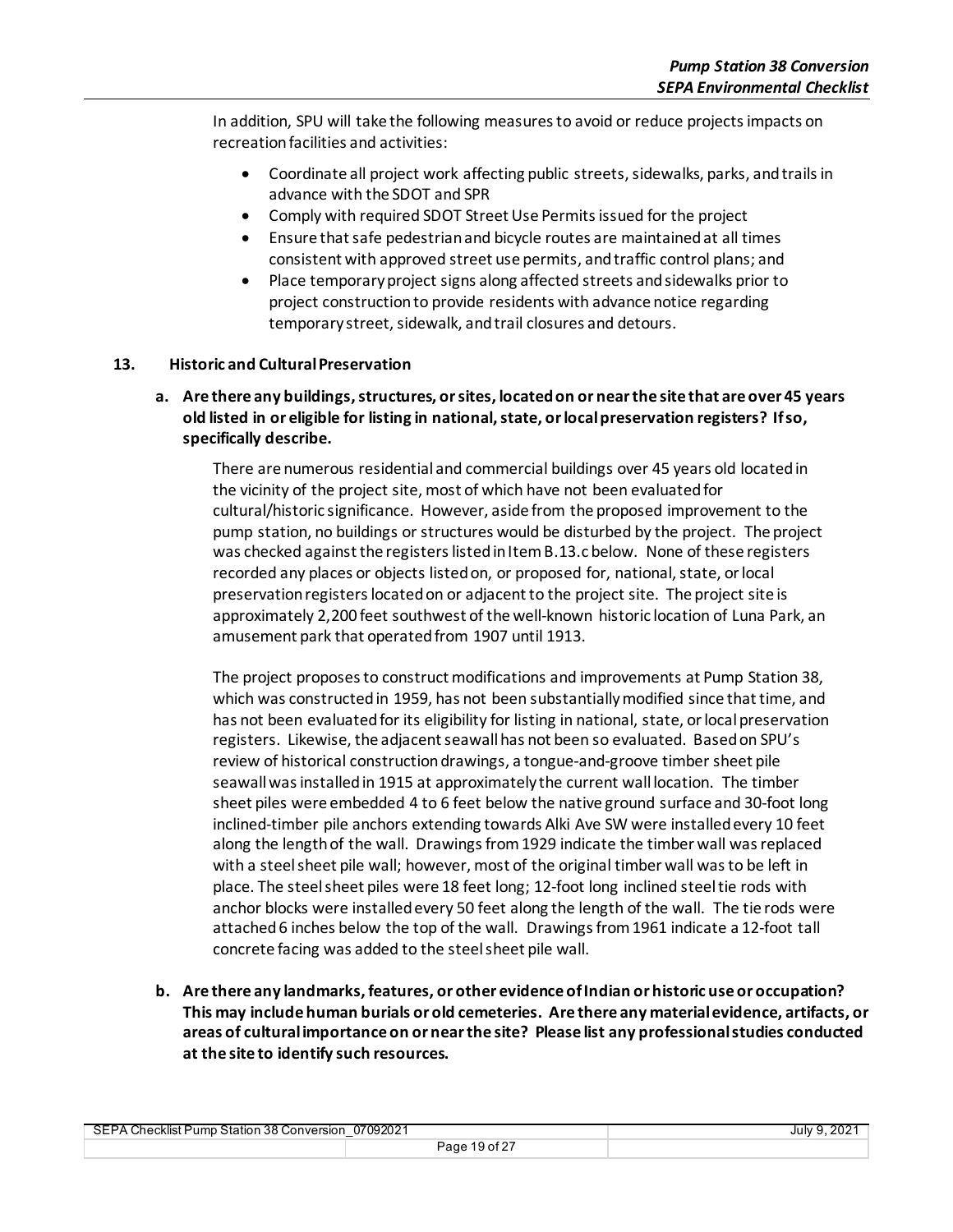In addition, SPU will take the following measures to avoid or reduce projects impacts on recreation facilities and activities:

- Coordinate all project work affecting public streets, sidewalks, parks, and trails in advance with the SDOT and SPR
- Comply with required SDOT Street Use Permits issued for the project
- Ensure that safe pedestrian and bicycle routes are maintained at all times consistent with approved street use permits, and traffic control plans; and
- Place temporary project signs along affected streets and sidewalks prior to project construction to provide residents with advance notice regarding temporary street, sidewalk, and trail closures and detours.

**13. Historic and Cultural Preservation**

**a. Are there any buildings, structures, or sites, located on or near the site that are over 45 years old listed in or eligible for listing in national, state, or local preservation registers? If so, specifically describe.**

There are numerous residential and commercial buildings over 45 years old located in the vicinity of the project site, most of which have not been evaluated for cultural/historic significance. However, aside from the proposed improvement to the pump station, no buildings or structures would be disturbed by the project. The project was checked against the registers listed in Item B.13.c below. None of these registers recorded any places or objects listed on, or proposed for, national, state, or local preservation registers located on or adjacent to the project site. The project site is approximately 2,200 feet southwest of the well-known historic location of Luna Park, an amusement park that operated from 1907 until 1913.

The project proposes to construct modifications and improvements at Pump Station 38, which was constructed in 1959, has not been substantially modified since that time, and has not been evaluated for its eligibility for listing in national, state, or local preservation registers. Likewise, the adjacent seawall has not been so evaluated. Based on SPU's review of historical construction drawings, a tongue-and-groove timber sheet pile seawall was installed in 1915 at approximately the current wall location. The timber sheet piles were embedded 4 to 6 feet below the native ground surface and 30-foot long inclined-timber pile anchors extending towards Alki Ave SW were installed every 10 feet along the length of the wall. Drawings from 1929 indicate the timber wall was replaced with a steel sheet pile wall; however, most of the original timber wall was to be left in place. The steel sheet piles were 18 feet long; 12-foot long inclined steel tie rods with anchor blocks were installed every 50 feet along the length of the wall. The tie rods were attached 6 inches below the top of the wall. Drawings from 1961 indicate a 12-foot tall concrete facing was added to the steel sheet pile wall.

**b. Are there any landmarks, features, or other evidence of Indian or historic use or occupation? This may include human burials or old cemeteries. Are there any material evidence, artifacts, or areas of cultural importance on or near the site? Please list any professional studies conducted at the site to identify such resources.**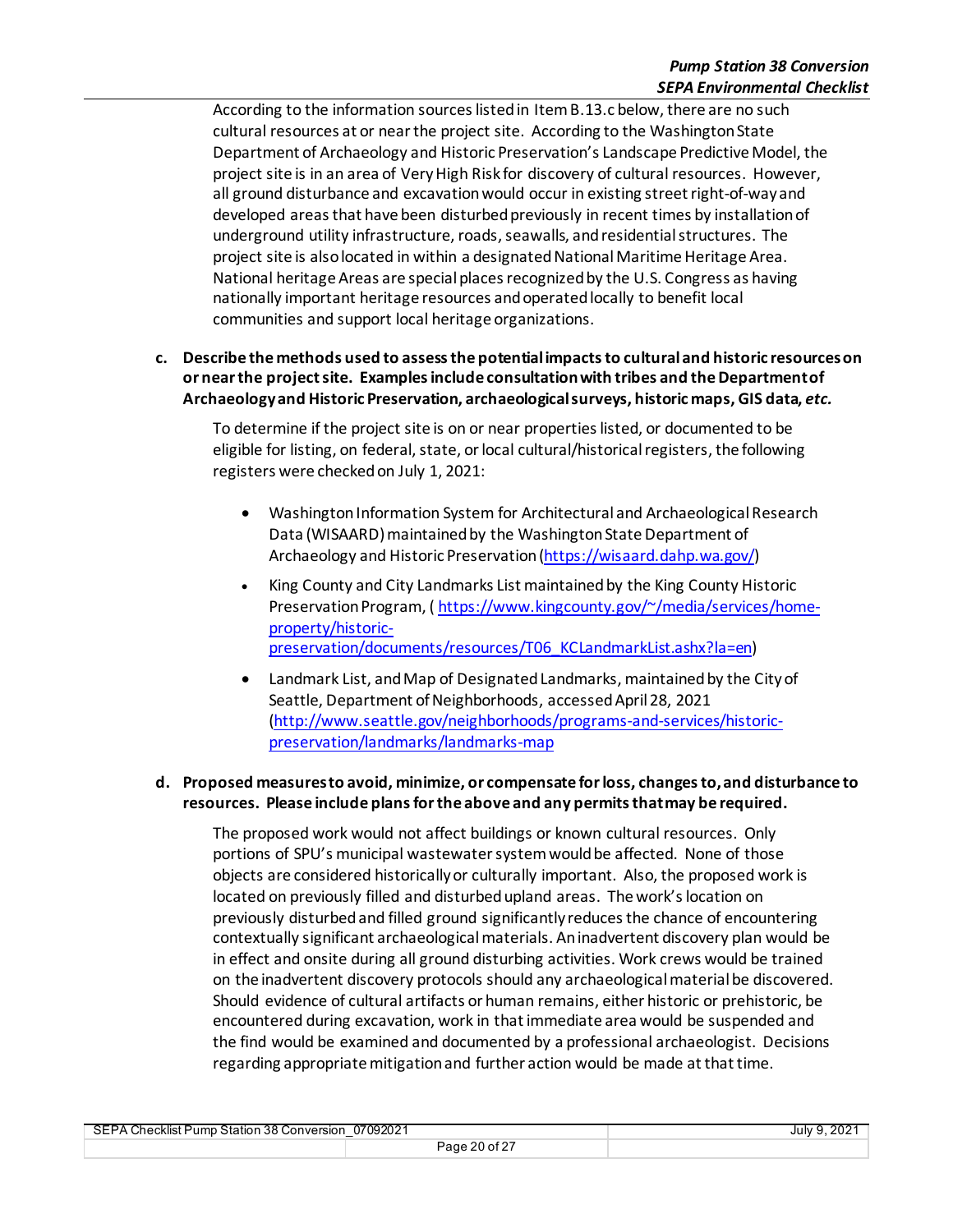According to the information sources listed in Item B.13.c below, there are no such cultural resources at or near the project site. According to the Washington State Department of Archaeology and Historic Preservation's Landscape Predictive Model, the project site is in an area of Very High Risk for discovery of cultural resources. However, all ground disturbance and excavation would occur in existing street right-of-way and developed areas that have been disturbed previously in recent times by installation of underground utility infrastructure, roads, seawalls, and residential structures. The project site is also located in within a designated National Maritime Heritage Area. National heritage Areas are special places recognized by the U.S. Congress as having nationally important heritage resources and operated locally to benefit local communities and support local heritage organizations.

**c. Describe the methods used to assess the potential impacts to cultural and historic resources on or near the project site. Examples include consultation with tribes and the Department of Archaeology and Historic Preservation, archaeological surveys, historic maps, GIS data, *etc.***

To determine if the project site is on or near properties listed, or documented to be eligible for listing, on federal, state, or local cultural/historical registers, the following registers were checked on July 1, 2021:

- Washington Information System for Architectural and Archaeological Research Data (WISAARD) maintained by the Washington State Department of Archaeology and Historic Preservation (https://wisaard.dahp.wa.gov/)
- King County and City Landmarks List maintained by the King County Historic Preservation Program, ( https://www.kingcounty.gov/~/media/services/home-property/historic-preservation/documents/resources/T06_KCLandmarkList.ashx?la=en)
- Landmark List, and Map of Designated Landmarks, maintained by the City of Seattle, Department of Neighborhoods, accessed April 28, 2021 (http://www.seattle.gov/neighborhoods/programs-and-services/historic-preservation/landmarks/landmarks-map

**d. Proposed measures to avoid, minimize, or compensate for loss, changes to, and disturbance to resources. Please include plans for the above and any permits that may be required.**

The proposed work would not affect buildings or known cultural resources. Only portions of SPU's municipal wastewater system would be affected. None of those objects are considered historically or culturally important. Also, the proposed work is located on previously filled and disturbed upland areas. The work's location on previously disturbed and filled ground significantly reduces the chance of encountering contextually significant archaeological materials. An inadvertent discovery plan would be in effect and onsite during all ground disturbing activities. Work crews would be trained on the inadvertent discovery protocols should any archaeological material be discovered. Should evidence of cultural artifacts or human remains, either historic or prehistoric, be encountered during excavation, work in that immediate area would be suspended and the find would be examined and documented by a professional archaeologist. Decisions regarding appropriate mitigation and further action would be made at that time.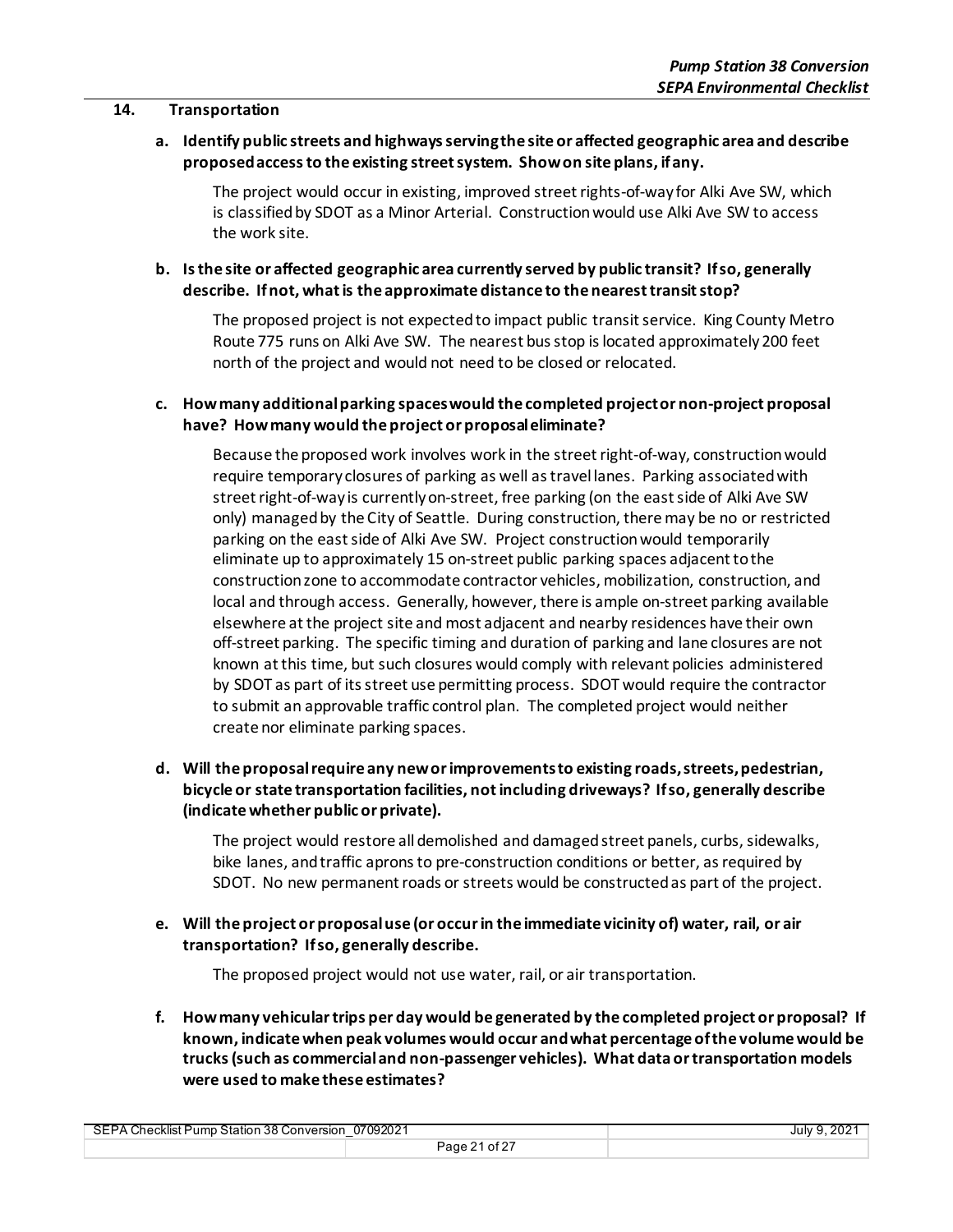## 14. Transportation

**a. Identify public streets and highways serving the site or affected geographic area and describe proposed access to the existing street system. Show on site plans, if any.**

The project would occur in existing, improved street rights-of-way for Alki Ave SW, which is classified by SDOT as a Minor Arterial. Construction would use Alki Ave SW to access the work site.

**b. Is the site or affected geographic area currently served by public transit? If so, generally describe. If not, what is the approximate distance to the nearest transit stop?**

The proposed project is not expected to impact public transit service. King County Metro Route 775 runs on Alki Ave SW. The nearest bus stop is located approximately 200 feet north of the project and would not need to be closed or relocated.

**c. How many additional parking spaces would the completed project or non-project proposal have? How many would the project or proposal eliminate?**

Because the proposed work involves work in the street right-of-way, construction would require temporary closures of parking as well as travel lanes. Parking associated with street right-of-way is currently on-street, free parking (on the east side of Alki Ave SW only) managed by the City of Seattle. During construction, there may be no or restricted parking on the east side of Alki Ave SW. Project construction would temporarily eliminate up to approximately 15 on-street public parking spaces adjacent to the construction zone to accommodate contractor vehicles, mobilization, construction, and local and through access. Generally, however, there is ample on-street parking available elsewhere at the project site and most adjacent and nearby residences have their own off-street parking. The specific timing and duration of parking and lane closures are not known at this time, but such closures would comply with relevant policies administered by SDOT as part of its street use permitting process. SDOT would require the contractor to submit an approvable traffic control plan. The completed project would neither create nor eliminate parking spaces.

**d. Will the proposal require any new or improvements to existing roads, streets, pedestrian, bicycle or state transportation facilities, not including driveways? If so, generally describe (indicate whether public or private).**

The project would restore all demolished and damaged street panels, curbs, sidewalks, bike lanes, and traffic aprons to pre-construction conditions or better, as required by SDOT. No new permanent roads or streets would be constructed as part of the project.

**e. Will the project or proposal use (or occur in the immediate vicinity of) water, rail, or air transportation? If so, generally describe.**

The proposed project would not use water, rail, or air transportation.

**f. How many vehicular trips per day would be generated by the completed project or proposal? If known, indicate when peak volumes would occur and what percentage of the volume would be trucks (such as commercial and non-passenger vehicles). What data or transportation models were used to make these estimates?**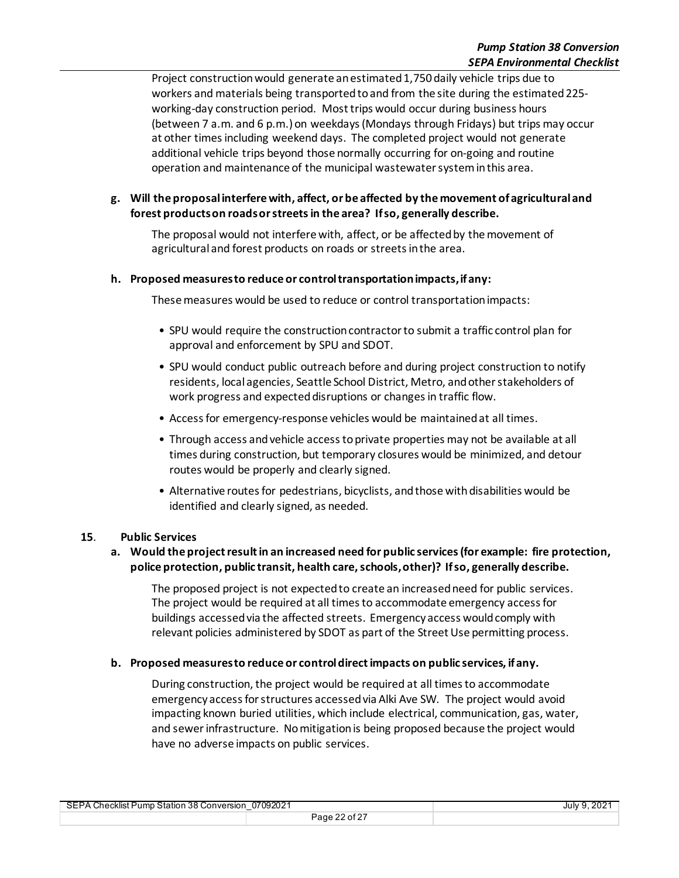Project construction would generate an estimated 1,750 daily vehicle trips due to workers and materials being transported to and from the site during the estimated 225-working-day construction period. Most trips would occur during business hours (between 7 a.m. and 6 p.m.) on weekdays (Mondays through Fridays) but trips may occur at other times including weekend days. The completed project would not generate additional vehicle trips beyond those normally occurring for on-going and routine operation and maintenance of the municipal wastewater system in this area.

**g. Will the proposal interfere with, affect, or be affected by the movement of agricultural and forest products on roads or streets in the area? If so, generally describe.**

The proposal would not interfere with, affect, or be affected by the movement of agricultural and forest products on roads or streets in the area.

**h. Proposed measures to reduce or control transportation impacts, if any:**

These measures would be used to reduce or control transportation impacts:

- SPU would require the construction contractor to submit a traffic control plan for approval and enforcement by SPU and SDOT.
- SPU would conduct public outreach before and during project construction to notify residents, local agencies, Seattle School District, Metro, and other stakeholders of work progress and expected disruptions or changes in traffic flow.
- Access for emergency-response vehicles would be maintained at all times.
- Through access and vehicle access to private properties may not be available at all times during construction, but temporary closures would be minimized, and detour routes would be properly and clearly signed.
- Alternative routes for pedestrians, bicyclists, and those with disabilities would be identified and clearly signed, as needed.

## 15. Public Services

**a. Would the project result in an increased need for public services (for example: fire protection, police protection, public transit, health care, schools, other)? If so, generally describe.**

The proposed project is not expected to create an increased need for public services. The project would be required at all times to accommodate emergency access for buildings accessed via the affected streets. Emergency access would comply with relevant policies administered by SDOT as part of the Street Use permitting process.

**b. Proposed measures to reduce or control direct impacts on public services, if any.**

During construction, the project would be required at all times to accommodate emergency access for structures accessed via Alki Ave SW. The project would avoid impacting known buried utilities, which include electrical, communication, gas, water, and sewer infrastructure. No mitigation is being proposed because the project would have no adverse impacts on public services.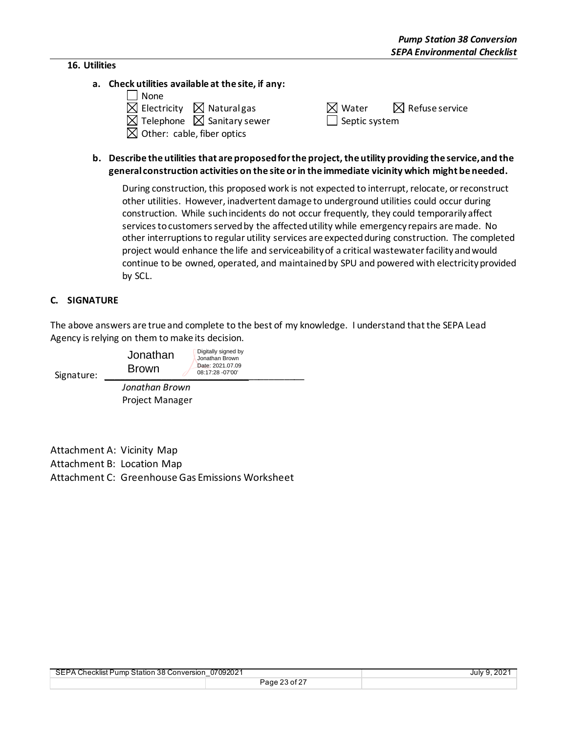### 16. Utilities

**a. Check utilities available at the site, if any:**

- ☐ None
- ☒ Electricity
- ☒ Natural gas
- ☒ Water
- ☒ Refuse service
- ☒ Telephone
- ☒ Sanitary sewer
- ☐ Septic system
- ☒ Other: cable, fiber optics

**b. Describe the utilities that are proposed for the project, the utility providing the service, and the general construction activities on the site or in the immediate vicinity which might be needed.**

During construction, this proposed work is not expected to interrupt, relocate, or reconstruct other utilities. However, inadvertent damage to underground utilities could occur during construction. While such incidents do not occur frequently, they could temporarily affect services to customers served by the affected utility while emergency repairs are made. No other interruptions to regular utility services are expected during construction. The completed project would enhance the life and serviceability of a critical wastewater facility and would continue to be owned, operated, and maintained by SPU and powered with electricity provided by SCL.

## C. SIGNATURE

The above answers are true and complete to the best of my knowledge. I understand that the SEPA Lead Agency is relying on them to make its decision.

Signature: Jonathan Brown (Digitally signed by Jonathan Brown Date: 2021.07.09 08:17:28 -07'00')

*Jonathan Brown*
Project Manager

Attachment A: Vicinity Map
Attachment B: Location Map
Attachment C: Greenhouse Gas Emissions Worksheet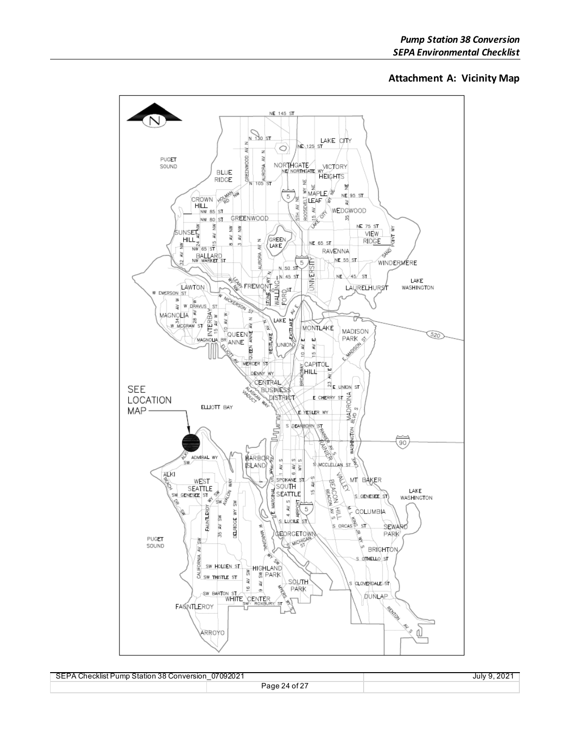## Attachment A: Vicinity Map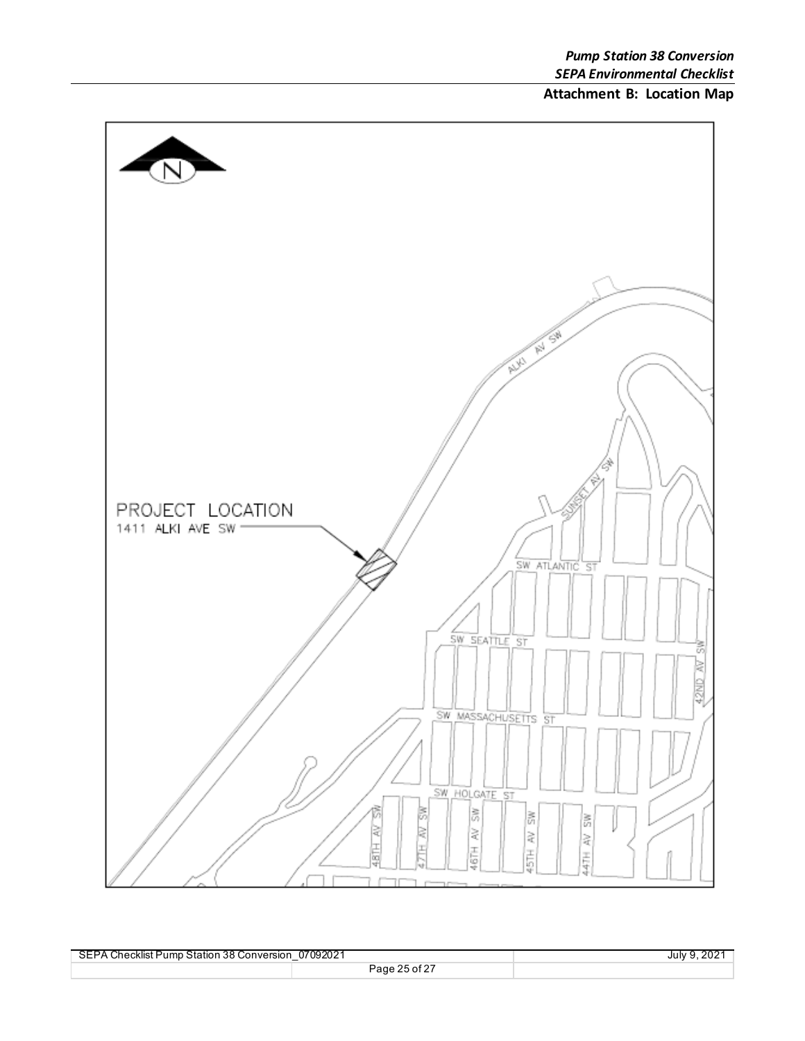## Attachment B: Location Map

PROJECT LOCATION
1411 ALKI AVE SW

ALKI AV SW

SUNSET AV SW

SW ATLANTIC ST

SW SEATTLE ST

SW MASSACHUSETTS ST

SW HOLGATE ST

48TH AV SW

47TH AV SW

46TH AV SW

45TH AV SW

44TH AV SW

42ND AV SW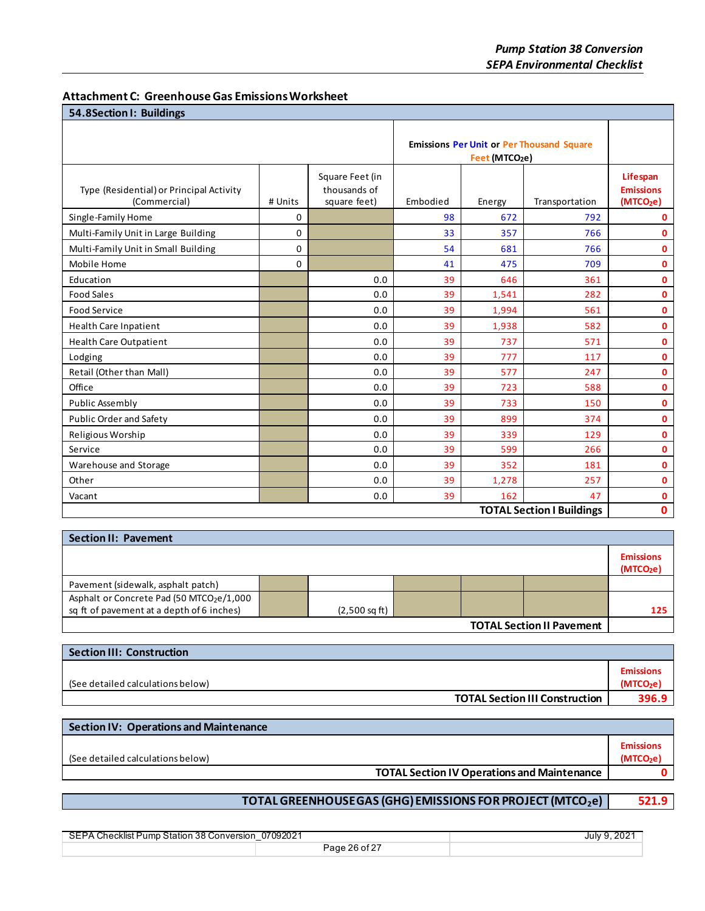## Attachment C: Greenhouse Gas Emissions Worksheet

| 54.8Section I: Buildings | | | | | | |
|---|---|---|---|---|---|---|
| | | | Emissions Per Unit or Per Thousand Square Feet (MTCO2e) | | | |
| Type (Residential) or Principal Activity (Commercial) | # Units | Square Feet (in thousands of square feet) | Embodied | Energy | Transportation | Lifespan Emissions (MTCO2e) |
| Single-Family Home | 0 | | 98 | 672 | 792 | 0 |
| Multi-Family Unit in Large Building | 0 | | 33 | 357 | 766 | 0 |
| Multi-Family Unit in Small Building | 0 | | 54 | 681 | 766 | 0 |
| Mobile Home | 0 | | 41 | 475 | 709 | 0 |
| Education | | 0.0 | 39 | 646 | 361 | 0 |
| Food Sales | | 0.0 | 39 | 1,541 | 282 | 0 |
| Food Service | | 0.0 | 39 | 1,994 | 561 | 0 |
| Health Care Inpatient | | 0.0 | 39 | 1,938 | 582 | 0 |
| Health Care Outpatient | | 0.0 | 39 | 737 | 571 | 0 |
| Lodging | | 0.0 | 39 | 777 | 117 | 0 |
| Retail (Other than Mall) | | 0.0 | 39 | 577 | 247 | 0 |
| Office | | 0.0 | 39 | 723 | 588 | 0 |
| Public Assembly | | 0.0 | 39 | 733 | 150 | 0 |
| Public Order and Safety | | 0.0 | 39 | 899 | 374 | 0 |
| Religious Worship | | 0.0 | 39 | 339 | 129 | 0 |
| Service | | 0.0 | 39 | 599 | 266 | 0 |
| Warehouse and Storage | | 0.0 | 39 | 352 | 181 | 0 |
| Other | | 0.0 | 39 | 1,278 | 257 | 0 |
| Vacant | | 0.0 | 39 | 162 | 47 | 0 |
| | | | | | **TOTAL Section I Buildings** | **0** |

| Section II: Pavement | | | | | | |
|---|---|---|---|---|---|---|
| | | | | | | Emissions (MTCO2e) |
| Pavement (sidewalk, asphalt patch) | | | | | | |
| Asphalt or Concrete Pad (50 MTCO2e/1,000 sq ft of pavement at a depth of 6 inches) | | (2,500 sq ft) | | | | 125 |
| | | | | | **TOTAL Section II Pavement** | |

| Section III: Construction | |
|---|---|
| (See detailed calculations below) | Emissions (MTCO2e) |
| **TOTAL Section III Construction** | **396.9** |

| Section IV: Operations and Maintenance | |
|---|---|
| (See detailed calculations below) | Emissions (MTCO2e) |
| **TOTAL Section IV Operations and Maintenance** | **0** |

| **TOTAL GREENHOUSE GAS (GHG) EMISSIONS FOR PROJECT ($MTCO_2e$)** | **521.9** |
|---|---|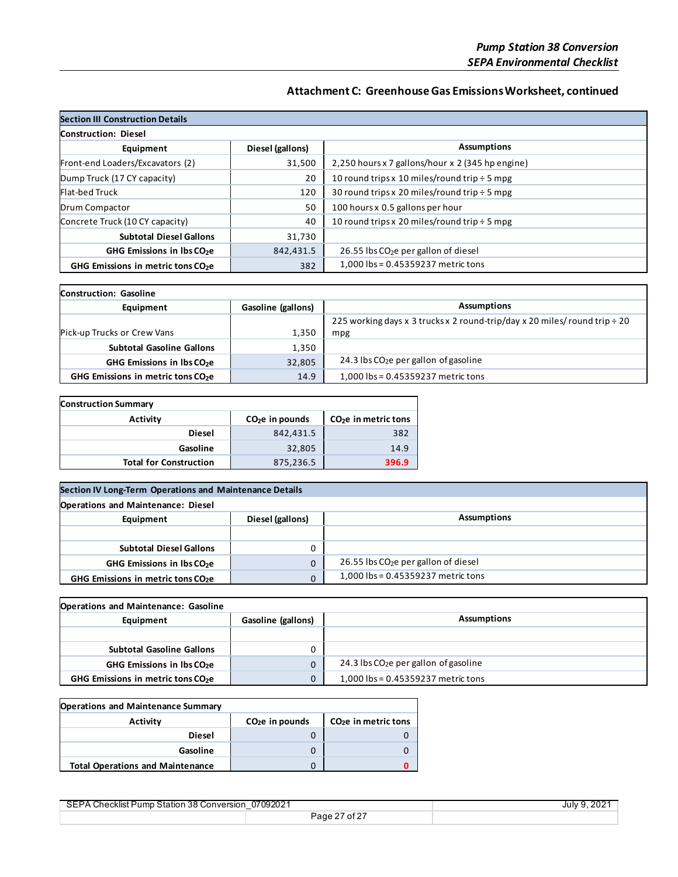## Attachment C: Greenhouse Gas Emissions Worksheet, continued

| **Section III Construction Details** | | |
|---|---|---|
| **Construction: Diesel** | | |
| **Equipment** | **Diesel (gallons)** | **Assumptions** |
| Front-end Loaders/Excavators (2) | 31,500 | 2,250 hours x 7 gallons/hour x 2 (345 hp engine) |
| Dump Truck (17 CY capacity) | 20 | 10 round trips x 10 miles/round trip ÷ 5 mpg |
| Flat-bed Truck | 120 | 30 round trips x 20 miles/round trip ÷ 5 mpg |
| Drum Compactor | 50 | 100 hours x 0.5 gallons per hour |
| Concrete Truck (10 CY capacity) | 40 | 10 round trips x 20 miles/round trip ÷ 5 mpg |
| **Subtotal Diesel Gallons** | 31,730 | |
| **GHG Emissions in lbs $CO_2e$** | 842,431.5 | 26.55 lbs $CO_2e$ per gallon of diesel |
| **GHG Emissions in metric tons $CO_2e$** | 382 | 1,000 lbs = 0.45359237 metric tons |

| **Construction: Gasoline** | | |
|---|---|---|
| **Equipment** | **Gasoline (gallons)** | **Assumptions** |
| Pick-up Trucks or Crew Vans | 1,350 | 225 working days x 3 trucks x 2 round-trip/day x 20 miles/ round trip ÷ 20 mpg |
| **Subtotal Gasoline Gallons** | 1,350 | |
| **GHG Emissions in lbs $CO_2e$** | 32,805 | 24.3 lbs $CO_2e$ per gallon of gasoline |
| **GHG Emissions in metric tons $CO_2e$** | 14.9 | 1,000 lbs = 0.45359237 metric tons |

| **Construction Summary** | | |
|---|---|---|
| **Activity** | **$CO_2e$ in pounds** | **$CO_2e$ in metric tons** |
| **Diesel** | 842,431.5 | 382 |
| **Gasoline** | 32,805 | 14.9 |
| **Total for Construction** | 875,236.5 | **396.9** |

| **Section IV Long-Term Operations and Maintenance Details** | | |
|---|---|---|
| **Operations and Maintenance: Diesel** | | |
| **Equipment** | **Diesel (gallons)** | **Assumptions** |
| | | |
| **Subtotal Diesel Gallons** | 0 | |
| **GHG Emissions in lbs $CO_2e$** | 0 | 26.55 lbs $CO_2e$ per gallon of diesel |
| **GHG Emissions in metric tons $CO_2e$** | 0 | 1,000 lbs = 0.45359237 metric tons |

| **Operations and Maintenance: Gasoline** | | |
|---|---|---|
| **Equipment** | **Gasoline (gallons)** | **Assumptions** |
| | | |
| **Subtotal Gasoline Gallons** | 0 | |
| **GHG Emissions in lbs $CO_2e$** | 0 | 24.3 lbs $CO_2e$ per gallon of gasoline |
| **GHG Emissions in metric tons $CO_2e$** | 0 | 1,000 lbs = 0.45359237 metric tons |

| **Operations and Maintenance Summary** | | |
|---|---|---|
| **Activity** | **$CO_2e$ in pounds** | **$CO_2e$ in metric tons** |
| **Diesel** | 0 | 0 |
| **Gasoline** | 0 | 0 |
| **Total Operations and Maintenance** | 0 | **0** |